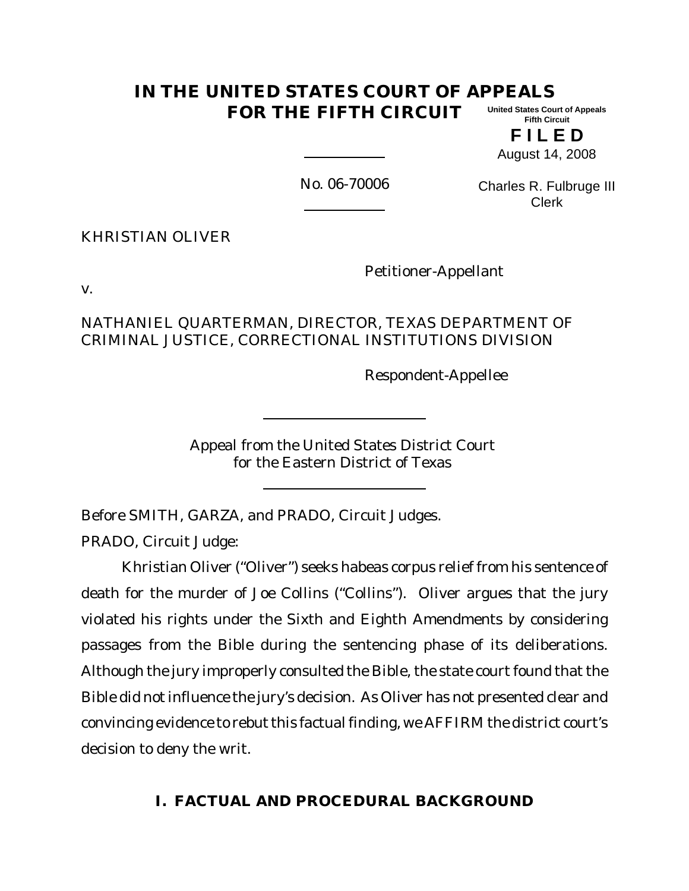# IN THE UNITED STATES COURT OF APPEALS FOR THE FIFTH CIRCUIT

United States Court of Appeals
Fifth Circuit

**F I L E D**

August 14, 2008

Charles R. Fulbruge III
Clerk

No. 06-70006

KHRISTIAN OLIVER

Petitioner-Appellant

v.

NATHANIEL QUARTERMAN, DIRECTOR, TEXAS DEPARTMENT OF CRIMINAL JUSTICE, CORRECTIONAL INSTITUTIONS DIVISION

Respondent-Appellee

Appeal from the United States District Court
for the Eastern District of Texas

Before SMITH, GARZA, and PRADO, Circuit Judges.

PRADO, Circuit Judge:

Khristian Oliver ("Oliver") seeks habeas corpus relief from his sentence of death for the murder of Joe Collins ("Collins"). Oliver argues that the jury violated his rights under the Sixth and Eighth Amendments by considering passages from the Bible during the sentencing phase of its deliberations. Although the jury improperly consulted the Bible, the state court found that the Bible did not influence the jury's decision. As Oliver has not presented clear and convincing evidence to rebut this factual finding, we AFFIRM the district court's decision to deny the writ.

## I. FACTUAL AND PROCEDURAL BACKGROUND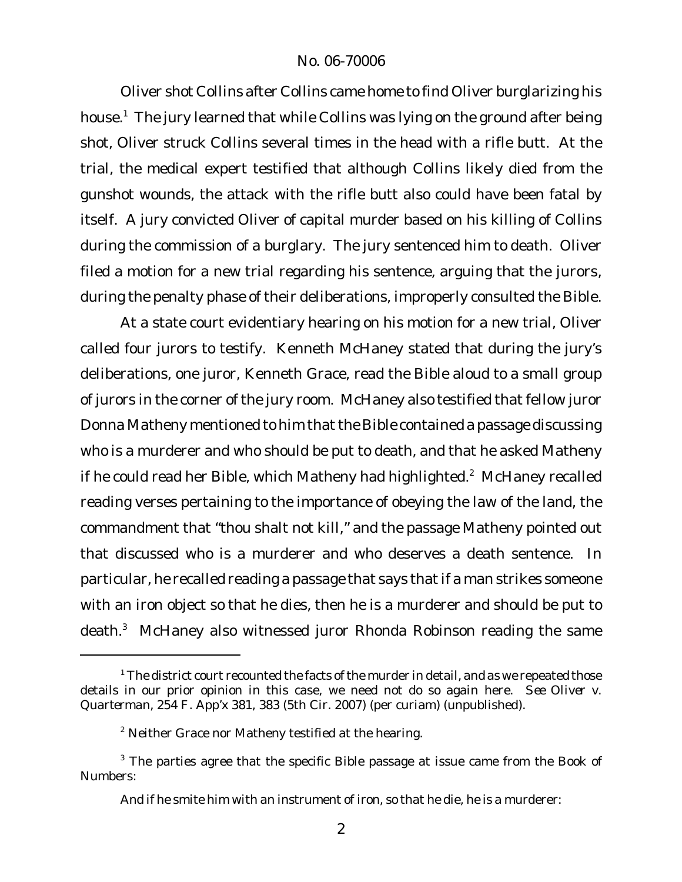Oliver shot Collins after Collins came home to find Oliver burglarizing his house.[1] The jury learned that while Collins was lying on the ground after being shot, Oliver struck Collins several times in the head with a rifle butt. At the trial, the medical expert testified that although Collins likely died from the gunshot wounds, the attack with the rifle butt also could have been fatal by itself. A jury convicted Oliver of capital murder based on his killing of Collins during the commission of a burglary. The jury sentenced him to death. Oliver filed a motion for a new trial regarding his sentence, arguing that the jurors, during the penalty phase of their deliberations, improperly consulted the Bible.

At a state court evidentiary hearing on his motion for a new trial, Oliver called four jurors to testify. Kenneth McHaney stated that during the jury's deliberations, one juror, Kenneth Grace, read the Bible aloud to a small group of jurors in the corner of the jury room. McHaney also testified that fellow juror Donna Matheny mentioned to him that the Bible contained a passage discussing who is a murderer and who should be put to death, and that he asked Matheny if he could read her Bible, which Matheny had highlighted.[2] McHaney recalled reading verses pertaining to the importance of obeying the law of the land, the commandment that "thou shalt not kill," and the passage Matheny pointed out that discussed who is a murderer and who deserves a death sentence. In particular, he recalled reading a passage that says that if a man strikes someone with an iron object so that he dies, then he is a murderer and should be put to death.[3] McHaney also witnessed juror Rhonda Robinson reading the same

---

[1] The district court recounted the facts of the murder in detail, and as we repeated those details in our prior opinion in this case, we need not do so again here. *See Oliver v. Quarterman*, 254 F. App'x 381, 383 (5th Cir. 2007) (per curiam) (unpublished).

[2] Neither Grace nor Matheny testified at the hearing.

[3] The parties agree that the specific Bible passage at issue came from the Book of Numbers:

And if he smite him with an instrument of iron, so that he die, he is a murderer: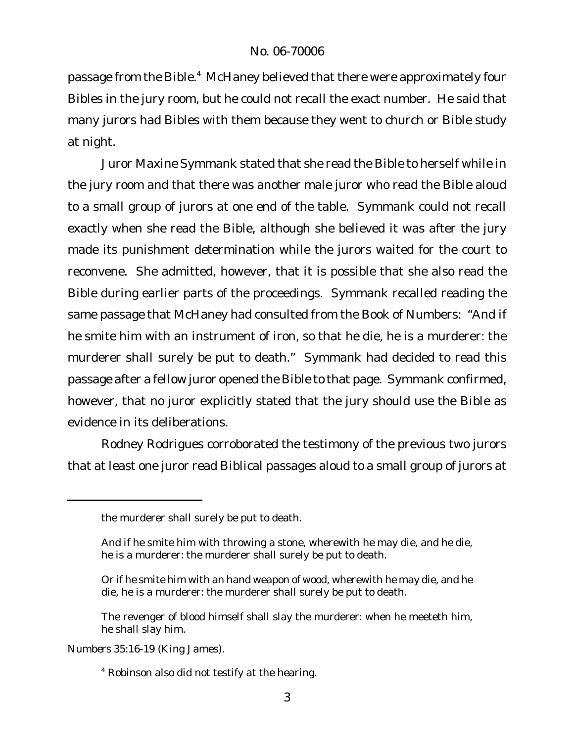passage from the Bible.[4] McHaney believed that there were approximately four Bibles in the jury room, but he could not recall the exact number. He said that many jurors had Bibles with them because they went to church or Bible study at night.

Juror Maxine Symmank stated that she read the Bible to herself while in the jury room and that there was another male juror who read the Bible aloud to a small group of jurors at one end of the table. Symmank could not recall exactly when she read the Bible, although she believed it was after the jury made its punishment determination while the jurors waited for the court to reconvene. She admitted, however, that it is possible that she also read the Bible during earlier parts of the proceedings. Symmank recalled reading the same passage that McHaney had consulted from the Book of Numbers: "And if he smite him with an instrument of iron, so that he die, he is a murderer: the murderer shall surely be put to death." Symmank had decided to read this passage after a fellow juror opened the Bible to that page. Symmank confirmed, however, that no juror explicitly stated that the jury should use the Bible as evidence in its deliberations.

Rodney Rodrigues corroborated the testimony of the previous two jurors that at least one juror read Biblical passages aloud to a small group of jurors at

---

> the murderer shall surely be put to death.
>
> And if he smite him with throwing a stone, wherewith he may die, and he die, he is a murderer: the murderer shall surely be put to death.
>
> Or if he smite him with an hand weapon of wood, wherewith he may die, and he die, he is a murderer: the murderer shall surely be put to death.
>
> The revenger of blood himself shall slay the murderer: when he meeteth him, he shall slay him.

*Numbers* 35:16-19 (King James).

[4] Robinson also did not testify at the hearing.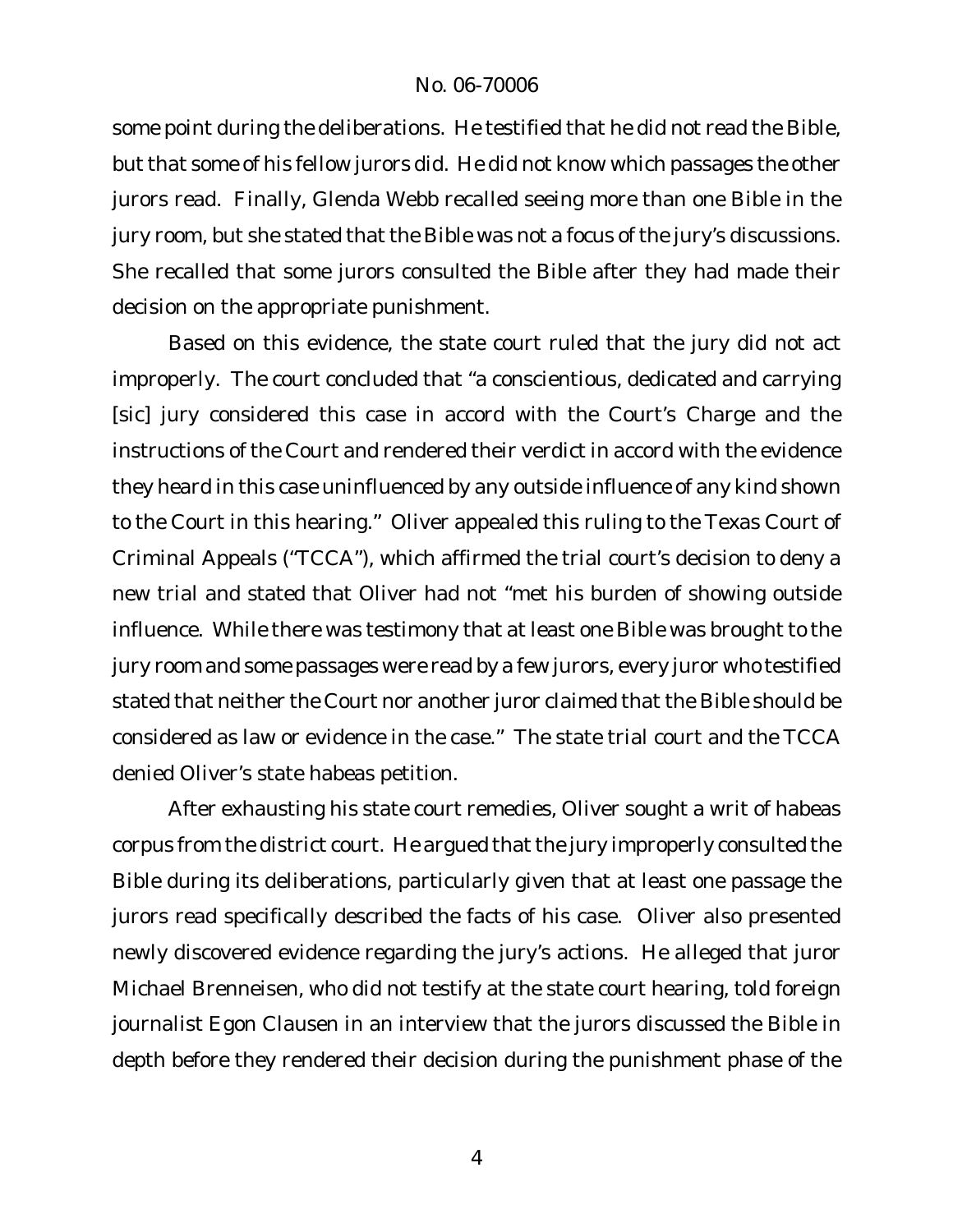some point during the deliberations. He testified that he did not read the Bible, but that some of his fellow jurors did. He did not know which passages the other jurors read. Finally, Glenda Webb recalled seeing more than one Bible in the jury room, but she stated that the Bible was not a focus of the jury's discussions. She recalled that some jurors consulted the Bible after they had made their decision on the appropriate punishment.

Based on this evidence, the state court ruled that the jury did not act improperly. The court concluded that "a conscientious, dedicated and carrying [sic] jury considered this case in accord with the Court's Charge and the instructions of the Court and rendered their verdict in accord with the evidence they heard in this case uninfluenced by any outside influence of any kind shown to the Court in this hearing." Oliver appealed this ruling to the Texas Court of Criminal Appeals ("TCCA"), which affirmed the trial court's decision to deny a new trial and stated that Oliver had not "met his burden of showing outside influence. While there was testimony that at least one Bible was brought to the jury room and some passages were read by a few jurors, every juror who testified stated that neither the Court nor another juror claimed that the Bible should be considered as law or evidence in the case." The state trial court and the TCCA denied Oliver's state habeas petition.

After exhausting his state court remedies, Oliver sought a writ of habeas corpus from the district court. He argued that the jury improperly consulted the Bible during its deliberations, particularly given that at least one passage the jurors read specifically described the facts of his case. Oliver also presented newly discovered evidence regarding the jury's actions. He alleged that juror Michael Brenneisen, who did not testify at the state court hearing, told foreign journalist Egon Clausen in an interview that the jurors discussed the Bible in depth before they rendered their decision during the punishment phase of the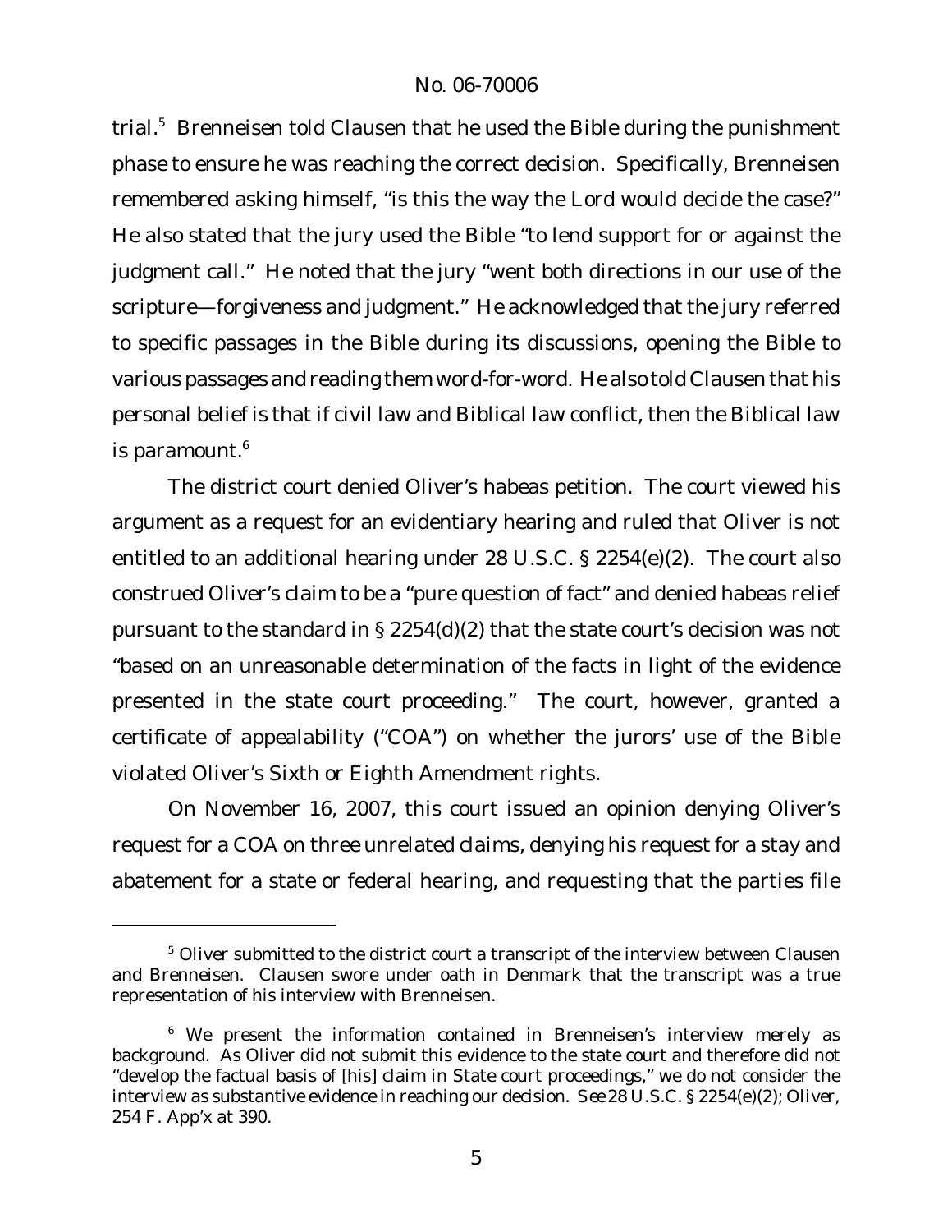trial.[5] Brenneisen told Clausen that he used the Bible during the punishment phase to ensure he was reaching the correct decision. Specifically, Brenneisen remembered asking himself, "is this the way the Lord would decide the case?" He also stated that the jury used the Bible "to lend support for or against the judgment call." He noted that the jury "went both directions in our use of the scripture—forgiveness and judgment." He acknowledged that the jury referred to specific passages in the Bible during its discussions, opening the Bible to various passages and reading them word-for-word. He also told Clausen that his personal belief is that if civil law and Biblical law conflict, then the Biblical law is paramount.[6]

The district court denied Oliver's habeas petition. The court viewed his argument as a request for an evidentiary hearing and ruled that Oliver is not entitled to an additional hearing under 28 U.S.C. § 2254(e)(2). The court also construed Oliver's claim to be a "pure question of fact" and denied habeas relief pursuant to the standard in § 2254(d)(2) that the state court's decision was not "based on an unreasonable determination of the facts in light of the evidence presented in the state court proceeding." The court, however, granted a certificate of appealability ("COA") on whether the jurors' use of the Bible violated Oliver's Sixth or Eighth Amendment rights.

On November 16, 2007, this court issued an opinion denying Oliver's request for a COA on three unrelated claims, denying his request for a stay and abatement for a state or federal hearing, and requesting that the parties file

---

[5] Oliver submitted to the district court a transcript of the interview between Clausen and Brenneisen. Clausen swore under oath in Denmark that the transcript was a true representation of his interview with Brenneisen.

[6] We present the information contained in Brenneisen's interview merely as background. As Oliver did not submit this evidence to the state court and therefore did not "develop the factual basis of [his] claim in State court proceedings," we do not consider the interview as substantive evidence in reaching our decision. *See* 28 U.S.C. § 2254(e)(2); *Oliver*, 254 F. App'x at 390.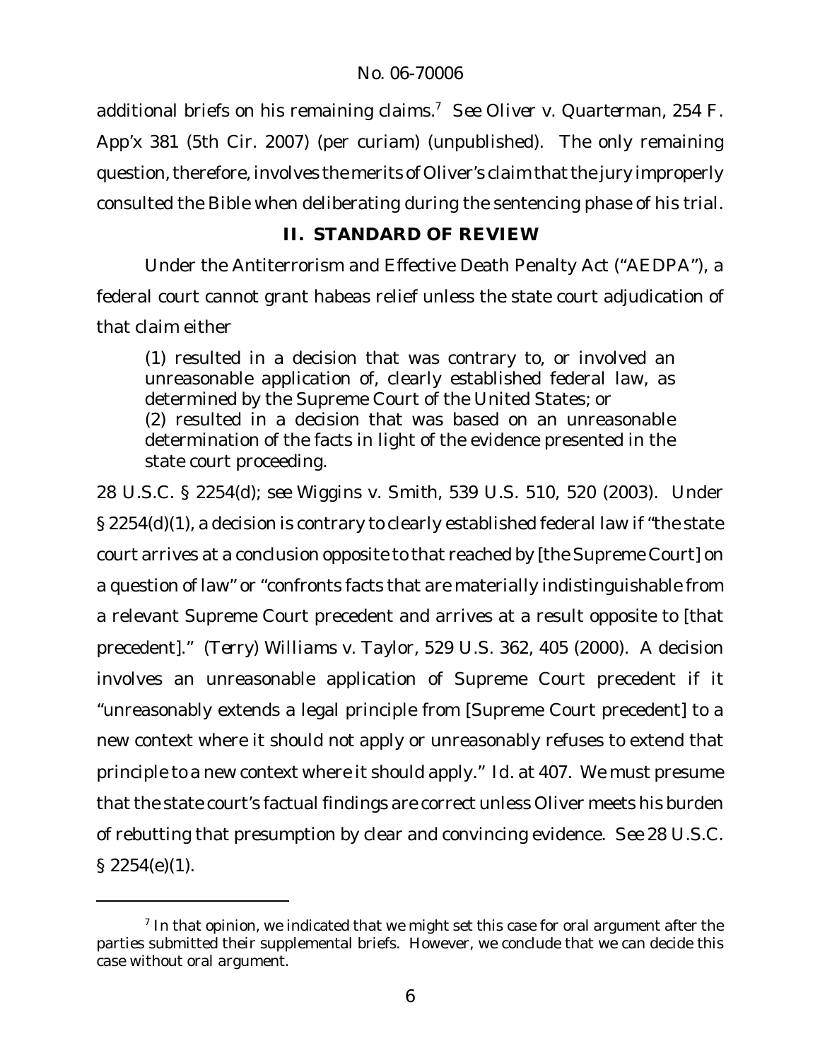additional briefs on his remaining claims.[7] *See Oliver v. Quarterman*, 254 F. App'x 381 (5th Cir. 2007) (per curiam) (unpublished). The only remaining question, therefore, involves the merits of Oliver's claim that the jury improperly consulted the Bible when deliberating during the sentencing phase of his trial.

## II. STANDARD OF REVIEW

Under the Antiterrorism and Effective Death Penalty Act ("AEDPA"), a federal court cannot grant habeas relief unless the state court adjudication of that claim either

> (1) resulted in a decision that was contrary to, or involved an unreasonable application of, clearly established federal law, as determined by the Supreme Court of the United States; or
> (2) resulted in a decision that was based on an unreasonable determination of the facts in light of the evidence presented in the state court proceeding.

28 U.S.C. § 2254(d); *see Wiggins v. Smith*, 539 U.S. 510, 520 (2003). Under § 2254(d)(1), a decision is contrary to clearly established federal law if "the state court arrives at a conclusion opposite to that reached by [the Supreme Court] on a question of law" or "confronts facts that are materially indistinguishable from a relevant Supreme Court precedent and arrives at a result opposite to [that precedent]." *(Terry) Williams v. Taylor*, 529 U.S. 362, 405 (2000). A decision involves an unreasonable application of Supreme Court precedent if it "unreasonably extends a legal principle from [Supreme Court precedent] to a new context where it should not apply or unreasonably refuses to extend that principle to a new context where it should apply." *Id.* at 407. We must presume that the state court's factual findings are correct unless Oliver meets his burden of rebutting that presumption by clear and convincing evidence. *See* 28 U.S.C. § 2254(e)(1).

[7] In that opinion, we indicated that we might set this case for oral argument after the parties submitted their supplemental briefs. However, we conclude that we can decide this case without oral argument.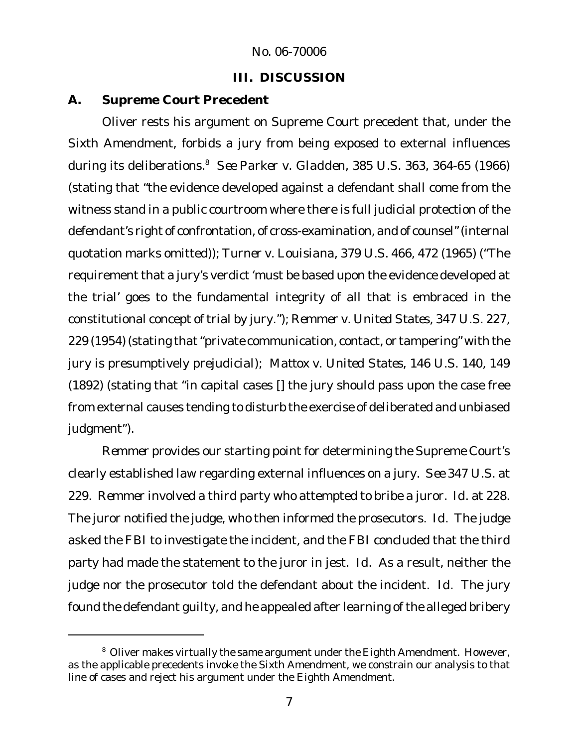## III. DISCUSSION

### A. Supreme Court Precedent

Oliver rests his argument on Supreme Court precedent that, under the Sixth Amendment, forbids a jury from being exposed to external influences during its deliberations.[8] *See Parker v. Gladden*, 385 U.S. 363, 364-65 (1966) (stating that "the evidence developed against a defendant shall come from the witness stand in a public courtroom where there is full judicial protection of the defendant's right of confrontation, of cross-examination, and of counsel" (internal quotation marks omitted)); *Turner v. Louisiana*, 379 U.S. 466, 472 (1965) ("The requirement that a jury's verdict 'must be based upon the evidence developed at the trial' goes to the fundamental integrity of all that is embraced in the constitutional concept of trial by jury."); *Remmer v. United States*, 347 U.S. 227, 229 (1954) (stating that "private communication, contact, or tampering" with the jury is presumptively prejudicial); *Mattox v. United States*, 146 U.S. 140, 149 (1892) (stating that "in capital cases [] the jury should pass upon the case free from external causes tending to disturb the exercise of deliberated and unbiased judgment").

*Remmer* provides our starting point for determining the Supreme Court's clearly established law regarding external influences on a jury. *See* 347 U.S. at 229. *Remmer* involved a third party who attempted to bribe a juror. *Id.* at 228. The juror notified the judge, who then informed the prosecutors. *Id.* The judge asked the FBI to investigate the incident, and the FBI concluded that the third party had made the statement to the juror in jest. *Id.* As a result, neither the judge nor the prosecutor told the defendant about the incident. *Id.* The jury found the defendant guilty, and he appealed after learning of the alleged bribery

[8] Oliver makes virtually the same argument under the Eighth Amendment. However, as the applicable precedents invoke the Sixth Amendment, we constrain our analysis to that line of cases and reject his argument under the Eighth Amendment.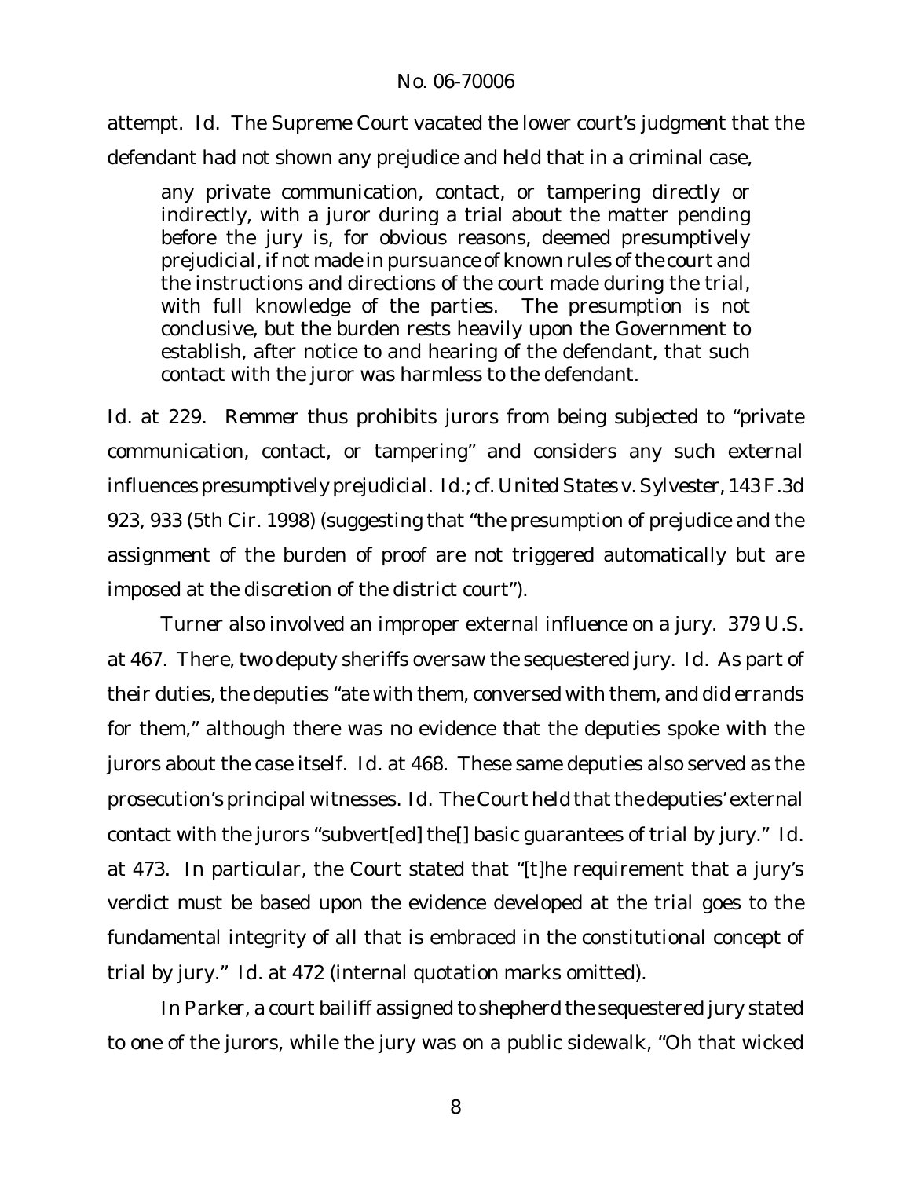attempt. *Id.* The Supreme Court vacated the lower court's judgment that the defendant had not shown any prejudice and held that in a criminal case,

> any private communication, contact, or tampering directly or indirectly, with a juror during a trial about the matter pending before the jury is, for obvious reasons, deemed presumptively prejudicial, if not made in pursuance of known rules of the court and the instructions and directions of the court made during the trial, with full knowledge of the parties. The presumption is not conclusive, but the burden rests heavily upon the Government to establish, after notice to and hearing of the defendant, that such contact with the juror was harmless to the defendant.

*Id.* at 229. *Remmer* thus prohibits jurors from being subjected to "private communication, contact, or tampering" and considers any such external influences presumptively prejudicial. *Id.*; *cf. United States v. Sylvester*, 143 F.3d 923, 933 (5th Cir. 1998) (suggesting that "the presumption of prejudice and the assignment of the burden of proof are not triggered automatically but are imposed at the discretion of the district court").

*Turner* also involved an improper external influence on a jury. 379 U.S. at 467. There, two deputy sheriffs oversaw the sequestered jury. *Id.* As part of their duties, the deputies "ate with them, conversed with them, and did errands for them," although there was no evidence that the deputies spoke with the jurors about the case itself. *Id.* at 468. These same deputies also served as the prosecution's principal witnesses. *Id.* The Court held that the deputies' external contact with the jurors "subvert[ed] the[] basic guarantees of trial by jury." *Id.* at 473. In particular, the Court stated that "[t]he requirement that a jury's verdict must be based upon the evidence developed at the trial goes to the fundamental integrity of all that is embraced in the constitutional concept of trial by jury." *Id.* at 472 (internal quotation marks omitted).

In *Parker*, a court bailiff assigned to shepherd the sequestered jury stated to one of the jurors, while the jury was on a public sidewalk, "Oh that wicked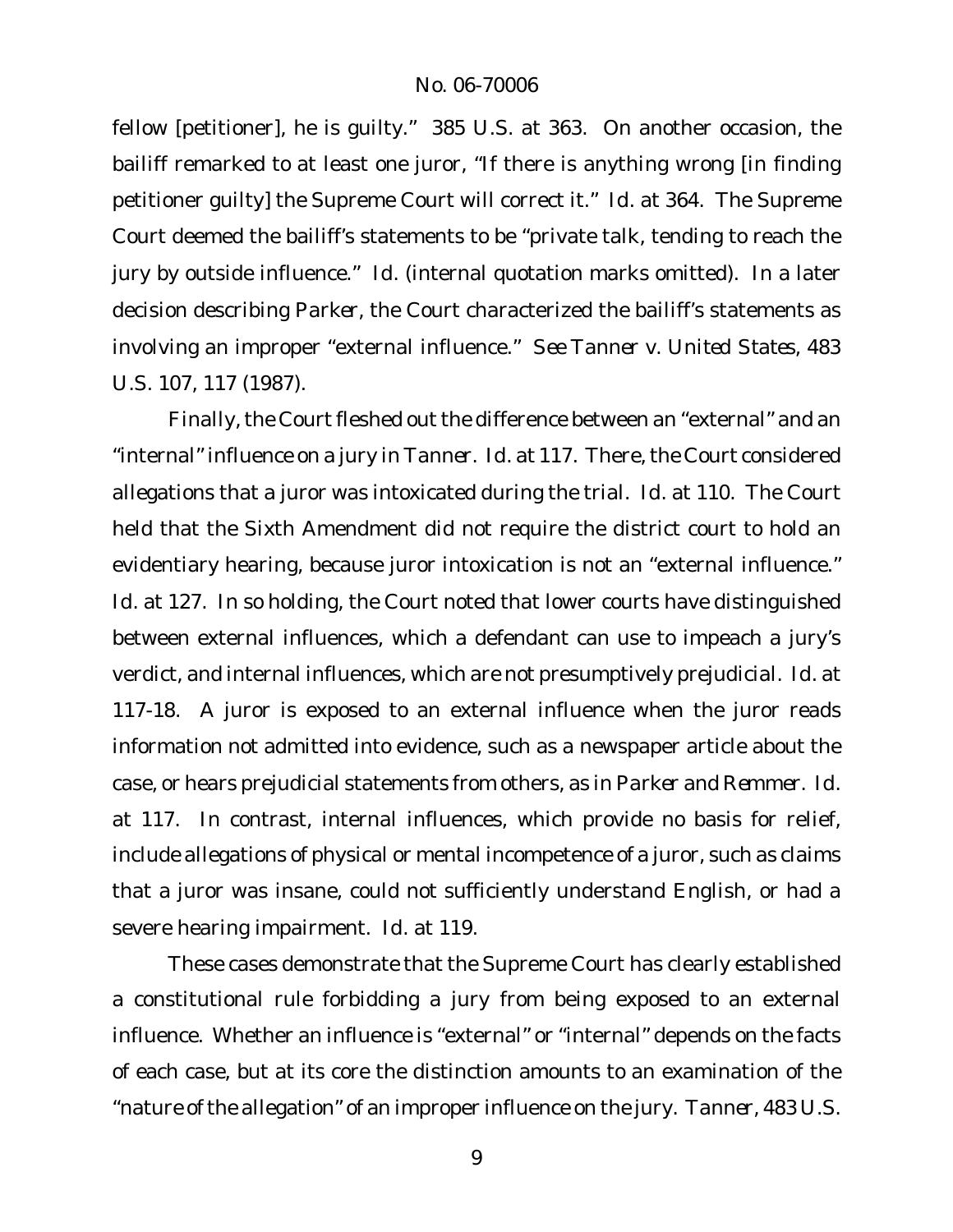fellow [petitioner], he is guilty." 385 U.S. at 363. On another occasion, the bailiff remarked to at least one juror, "If there is anything wrong [in finding petitioner guilty] the Supreme Court will correct it." *Id.* at 364. The Supreme Court deemed the bailiff's statements to be "private talk, tending to reach the jury by outside influence." *Id.* (internal quotation marks omitted). In a later decision describing *Parker*, the Court characterized the bailiff's statements as involving an improper "external influence." *See Tanner v. United States*, 483 U.S. 107, 117 (1987).

Finally, the Court fleshed out the difference between an "external" and an "internal" influence on a jury in *Tanner*. *Id.* at 117. There, the Court considered allegations that a juror was intoxicated during the trial. *Id.* at 110. The Court held that the Sixth Amendment did not require the district court to hold an evidentiary hearing, because juror intoxication is not an "external influence." *Id.* at 127. In so holding, the Court noted that lower courts have distinguished between external influences, which a defendant can use to impeach a jury's verdict, and internal influences, which are not presumptively prejudicial. *Id.* at 117-18. A juror is exposed to an external influence when the juror reads information not admitted into evidence, such as a newspaper article about the case, or hears prejudicial statements from others, as in *Parker* and *Remmer*. *Id.* at 117. In contrast, internal influences, which provide no basis for relief, include allegations of physical or mental incompetence of a juror, such as claims that a juror was insane, could not sufficiently understand English, or had a severe hearing impairment. *Id.* at 119.

These cases demonstrate that the Supreme Court has clearly established a constitutional rule forbidding a jury from being exposed to an external influence. Whether an influence is "external" or "internal" depends on the facts of each case, but at its core the distinction amounts to an examination of the "nature of the allegation" of an improper influence on the jury. *Tanner*, 483 U.S.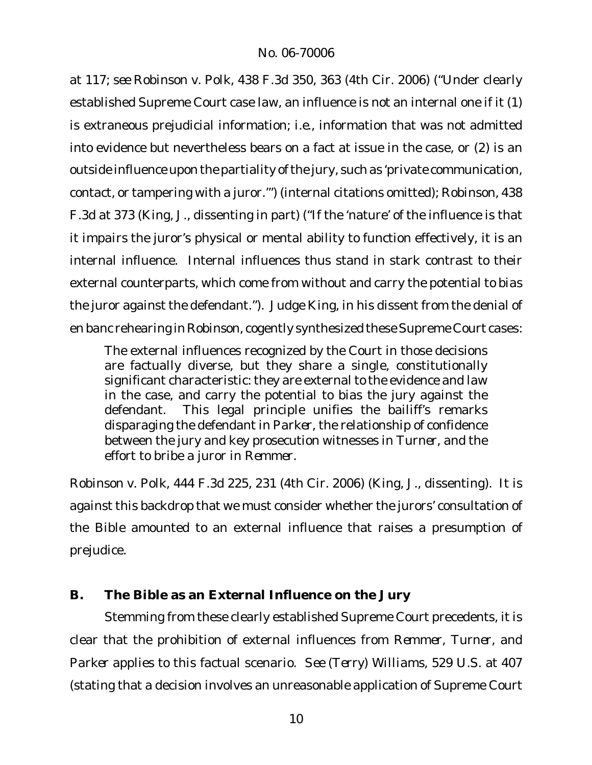at 117; *see Robinson v. Polk*, 438 F.3d 350, 363 (4th Cir. 2006) ("Under clearly established Supreme Court case law, an influence is not an internal one if it (1) is extraneous prejudicial information; *i.e.*, information that was not admitted into evidence but nevertheless bears on a fact at issue in the case, or (2) is an outside influence upon the partiality of the jury, such as 'private communication, contact, or tampering with a juror.'") (internal citations omitted); *Robinson*, 438 F.3d at 373 (King, J., dissenting in part) ("If the 'nature' of the influence is that it impairs the juror's physical or mental ability to function effectively, it is an internal influence. Internal influences thus stand in stark contrast to their external counterparts, which come from without and carry the potential to bias the juror against the defendant."). Judge King, in his dissent from the denial of en banc rehearing in *Robinson*, cogently synthesized these Supreme Court cases:

> The external influences recognized by the Court in those decisions are factually diverse, but they share a single, constitutionally significant characteristic: they are external to the evidence and law in the case, and carry the potential to bias the jury against the defendant. This legal principle unifies the bailiff's remarks disparaging the defendant in *Parker*, the relationship of confidence between the jury and key prosecution witnesses in *Turner*, and the effort to bribe a juror in *Remmer*.

*Robinson v. Polk*, 444 F.3d 225, 231 (4th Cir. 2006) (King, J., dissenting). It is against this backdrop that we must consider whether the jurors' consultation of the Bible amounted to an external influence that raises a presumption of prejudice.

### B. The Bible as an External Influence on the Jury

Stemming from these clearly established Supreme Court precedents, it is clear that the prohibition of external influences from *Remmer*, *Turner*, and *Parker* applies to this factual scenario. *See (Terry) Williams*, 529 U.S. at 407 (stating that a decision involves an unreasonable application of Supreme Court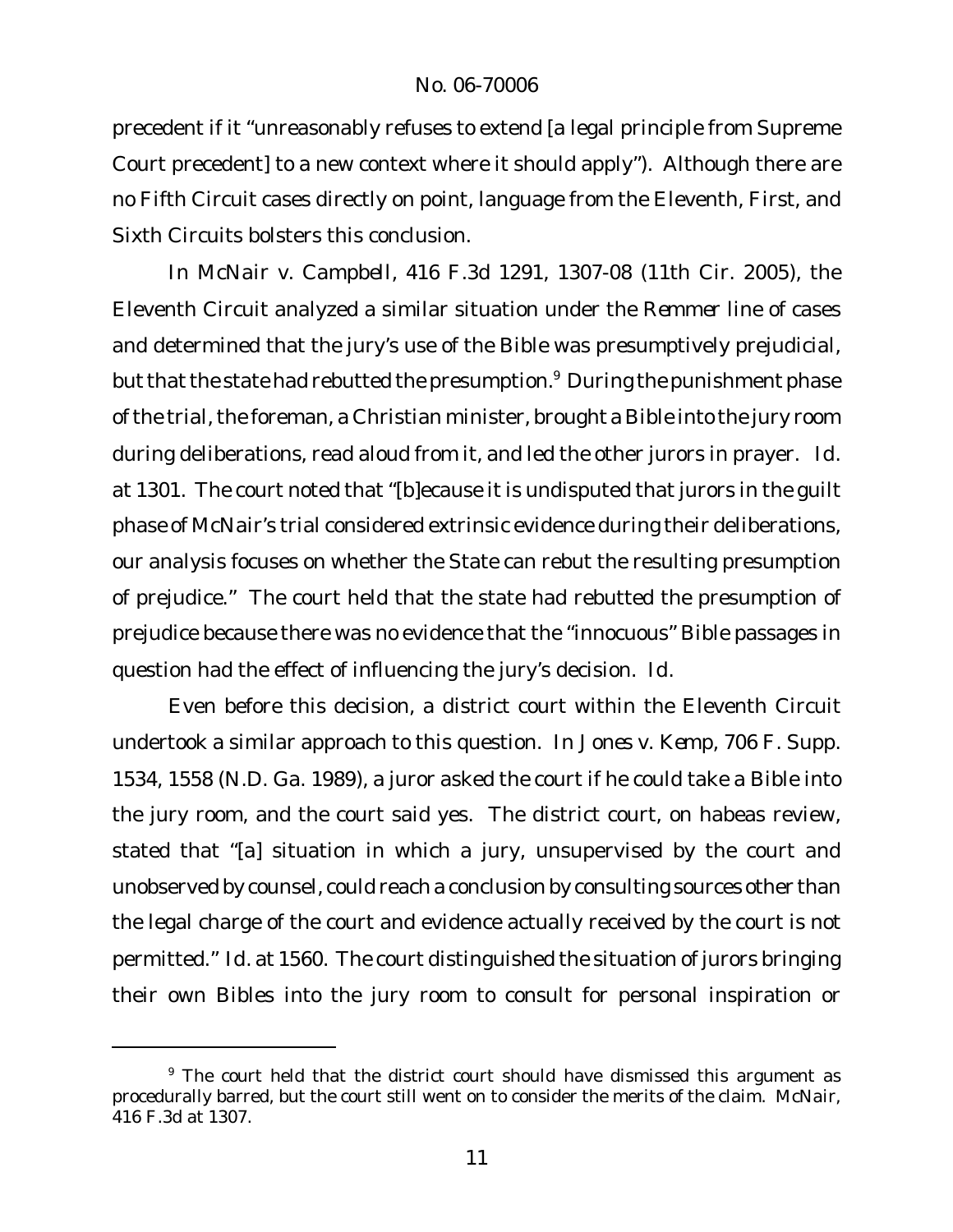precedent if it "unreasonably refuses to extend [a legal principle from Supreme Court precedent] to a new context where it should apply"). Although there are no Fifth Circuit cases directly on point, language from the Eleventh, First, and Sixth Circuits bolsters this conclusion.

In *McNair v. Campbell*, 416 F.3d 1291, 1307-08 (11th Cir. 2005), the Eleventh Circuit analyzed a similar situation under the *Remmer* line of cases and determined that the jury's use of the Bible was presumptively prejudicial, but that the state had rebutted the presumption.[9] During the punishment phase of the trial, the foreman, a Christian minister, brought a Bible into the jury room during deliberations, read aloud from it, and led the other jurors in prayer. *Id.* at 1301. The court noted that "[b]ecause it is undisputed that jurors in the guilt phase of McNair's trial considered extrinsic evidence during their deliberations, our analysis focuses on whether the State can rebut the resulting presumption of prejudice." The court held that the state had rebutted the presumption of prejudice because there was no evidence that the "innocuous" Bible passages in question had the effect of influencing the jury's decision. *Id.*

Even before this decision, a district court within the Eleventh Circuit undertook a similar approach to this question. In *Jones v. Kemp*, 706 F. Supp. 1534, 1558 (N.D. Ga. 1989), a juror asked the court if he could take a Bible into the jury room, and the court said yes. The district court, on habeas review, stated that "[a] situation in which a jury, unsupervised by the court and unobserved by counsel, could reach a conclusion by consulting sources other than the legal charge of the court and evidence actually received by the court is not permitted." *Id.* at 1560. The court distinguished the situation of jurors bringing their own Bibles into the jury room to consult for personal inspiration or

[9] The court held that the district court should have dismissed this argument as procedurally barred, but the court still went on to consider the merits of the claim. *McNair*, 416 F.3d at 1307.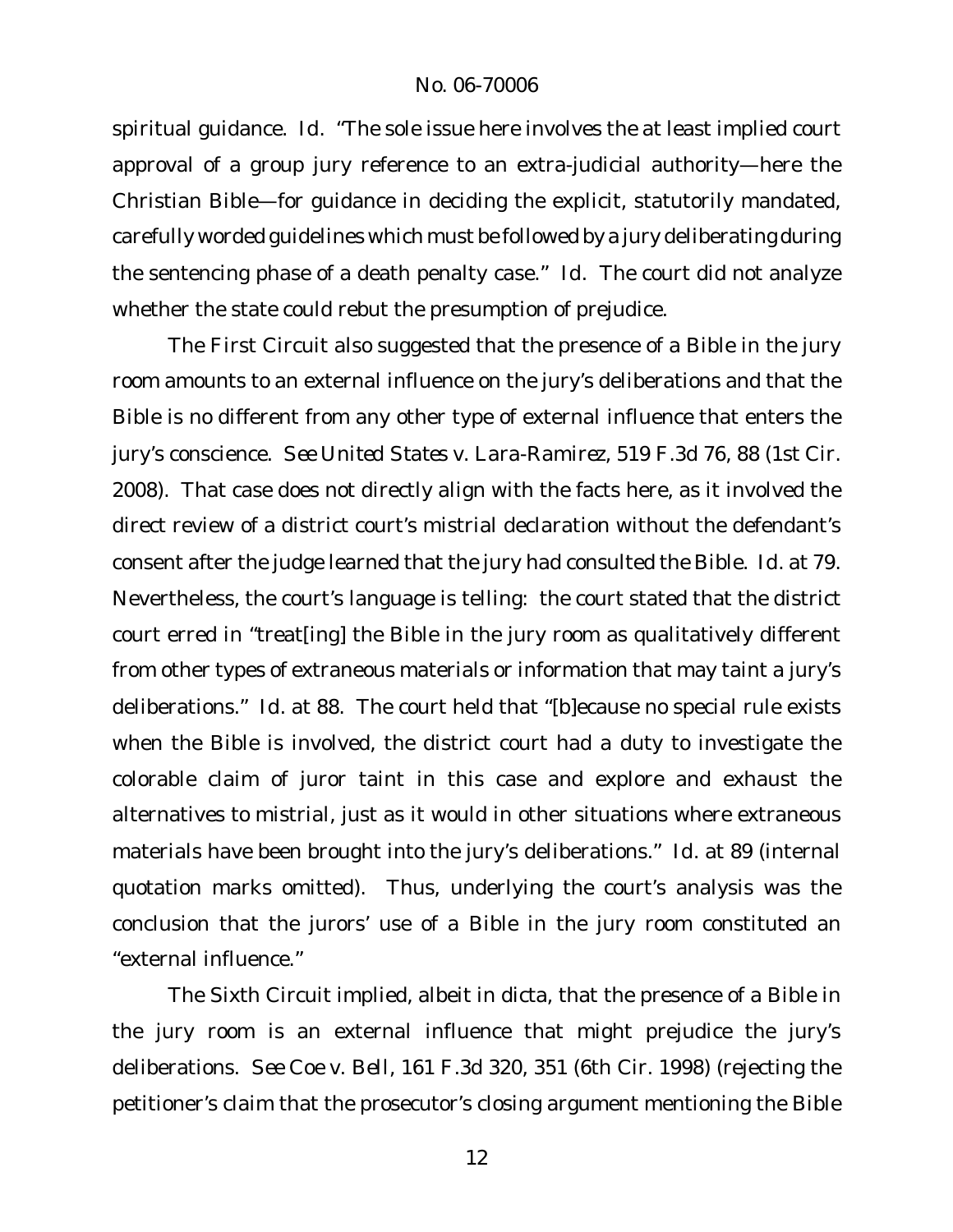spiritual guidance. *Id.* "The sole issue here involves the at least implied court approval of a group jury reference to an extra-judicial authority—here the Christian Bible—for guidance in deciding the explicit, statutorily mandated, carefully worded guidelines which must be followed by a jury deliberating during the sentencing phase of a death penalty case." *Id.* The court did not analyze whether the state could rebut the presumption of prejudice.

The First Circuit also suggested that the presence of a Bible in the jury room amounts to an external influence on the jury's deliberations and that the Bible is no different from any other type of external influence that enters the jury's conscience. *See United States v. Lara-Ramirez*, 519 F.3d 76, 88 (1st Cir. 2008). That case does not directly align with the facts here, as it involved the direct review of a district court's mistrial declaration without the defendant's consent after the judge learned that the jury had consulted the Bible. *Id.* at 79. Nevertheless, the court's language is telling: the court stated that the district court erred in "treat[ing] the Bible in the jury room as qualitatively different from other types of extraneous materials or information that may taint a jury's deliberations." *Id.* at 88. The court held that "[b]ecause no special rule exists when the Bible is involved, the district court had a duty to investigate the colorable claim of juror taint in this case and explore and exhaust the alternatives to mistrial, just as it would in other situations where extraneous materials have been brought into the jury's deliberations." *Id.* at 89 (internal quotation marks omitted). Thus, underlying the court's analysis was the conclusion that the jurors' use of a Bible in the jury room constituted an "external influence."

The Sixth Circuit implied, albeit in dicta, that the presence of a Bible in the jury room is an external influence that might prejudice the jury's deliberations. *See Coe v. Bell*, 161 F.3d 320, 351 (6th Cir. 1998) (rejecting the petitioner's claim that the prosecutor's closing argument mentioning the Bible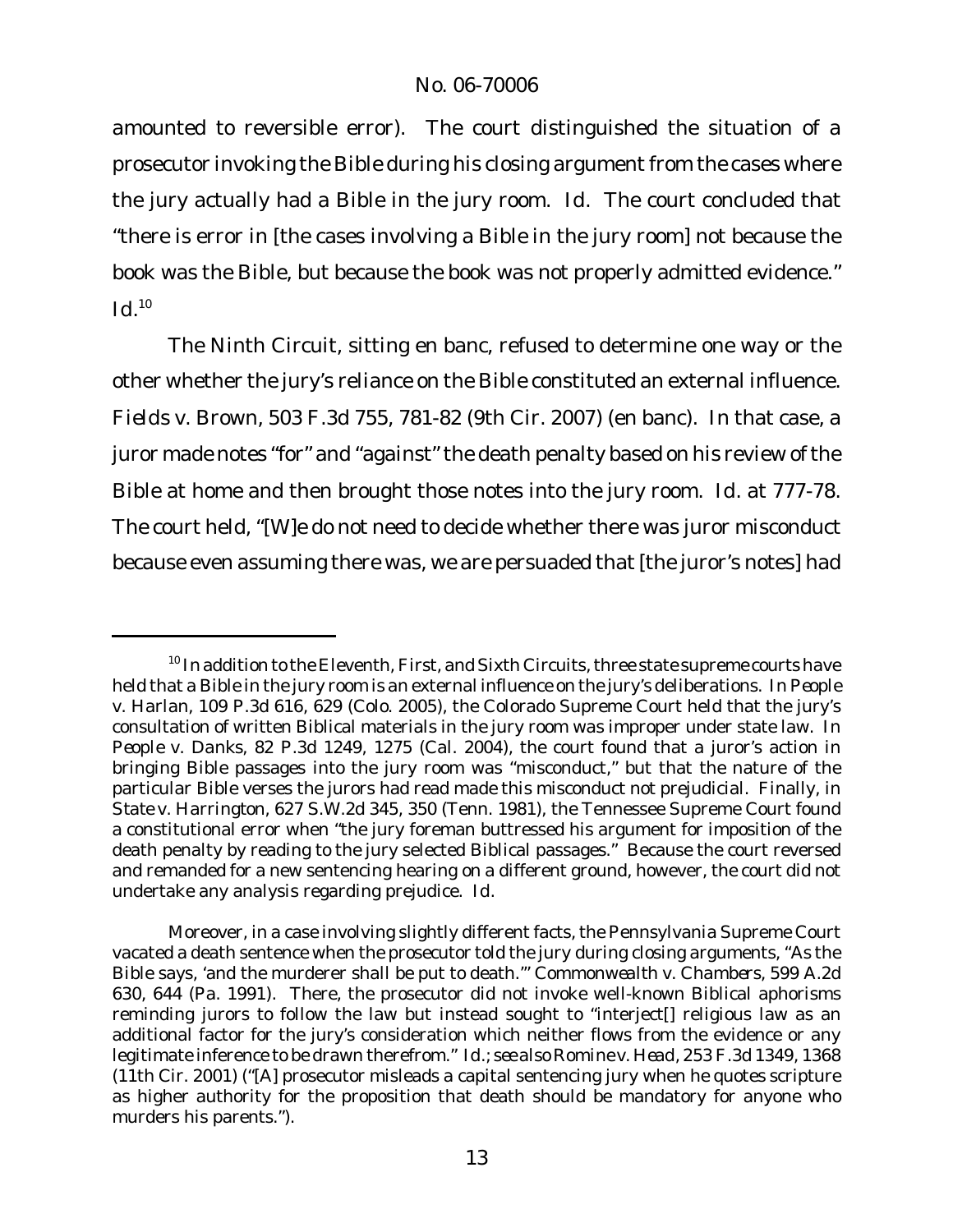amounted to reversible error). The court distinguished the situation of a prosecutor invoking the Bible during his closing argument from the cases where the jury actually had a Bible in the jury room. *Id.* The court concluded that "there is error in [the cases involving a Bible in the jury room] not because the book was the Bible, but because the book was not properly admitted evidence." *Id.*[10]

The Ninth Circuit, sitting en banc, refused to determine one way or the other whether the jury's reliance on the Bible constituted an external influence. *Fields v. Brown*, 503 F.3d 755, 781-82 (9th Cir. 2007) (en banc). In that case, a juror made notes "for" and "against" the death penalty based on his review of the Bible at home and then brought those notes into the jury room. *Id.* at 777-78. The court held, "[W]e do not need to decide whether there was juror misconduct because even assuming there was, we are persuaded that [the juror's notes] had

---

[10] In addition to the Eleventh, First, and Sixth Circuits, three state supreme courts have held that a Bible in the jury room is an external influence on the jury's deliberations. In *People v. Harlan*, 109 P.3d 616, 629 (Colo. 2005), the Colorado Supreme Court held that the jury's consultation of written Biblical materials in the jury room was improper under state law. In *People v. Danks*, 82 P.3d 1249, 1275 (Cal. 2004), the court found that a juror's action in bringing Bible passages into the jury room was "misconduct," but that the nature of the particular Bible verses the jurors had read made this misconduct not prejudicial. Finally, in *State v. Harrington*, 627 S.W.2d 345, 350 (Tenn. 1981), the Tennessee Supreme Court found a constitutional error when "the jury foreman buttressed his argument for imposition of the death penalty by reading to the jury selected Biblical passages." Because the court reversed and remanded for a new sentencing hearing on a different ground, however, the court did not undertake any analysis regarding prejudice. *Id.*

Moreover, in a case involving slightly different facts, the Pennsylvania Supreme Court vacated a death sentence when the prosecutor told the jury during closing arguments, "As the Bible says, 'and the murderer shall be put to death.'" *Commonwealth v. Chambers*, 599 A.2d 630, 644 (Pa. 1991). There, the prosecutor did not invoke well-known Biblical aphorisms reminding jurors to follow the law but instead sought to "interject[] religious law as an additional factor for the jury's consideration which neither flows from the evidence or any legitimate inference to be drawn therefrom." *Id.*; *see also Romine v. Head*, 253 F.3d 1349, 1368 (11th Cir. 2001) ("[A] prosecutor misleads a capital sentencing jury when he quotes scripture as higher authority for the proposition that death should be mandatory for anyone who murders his parents.").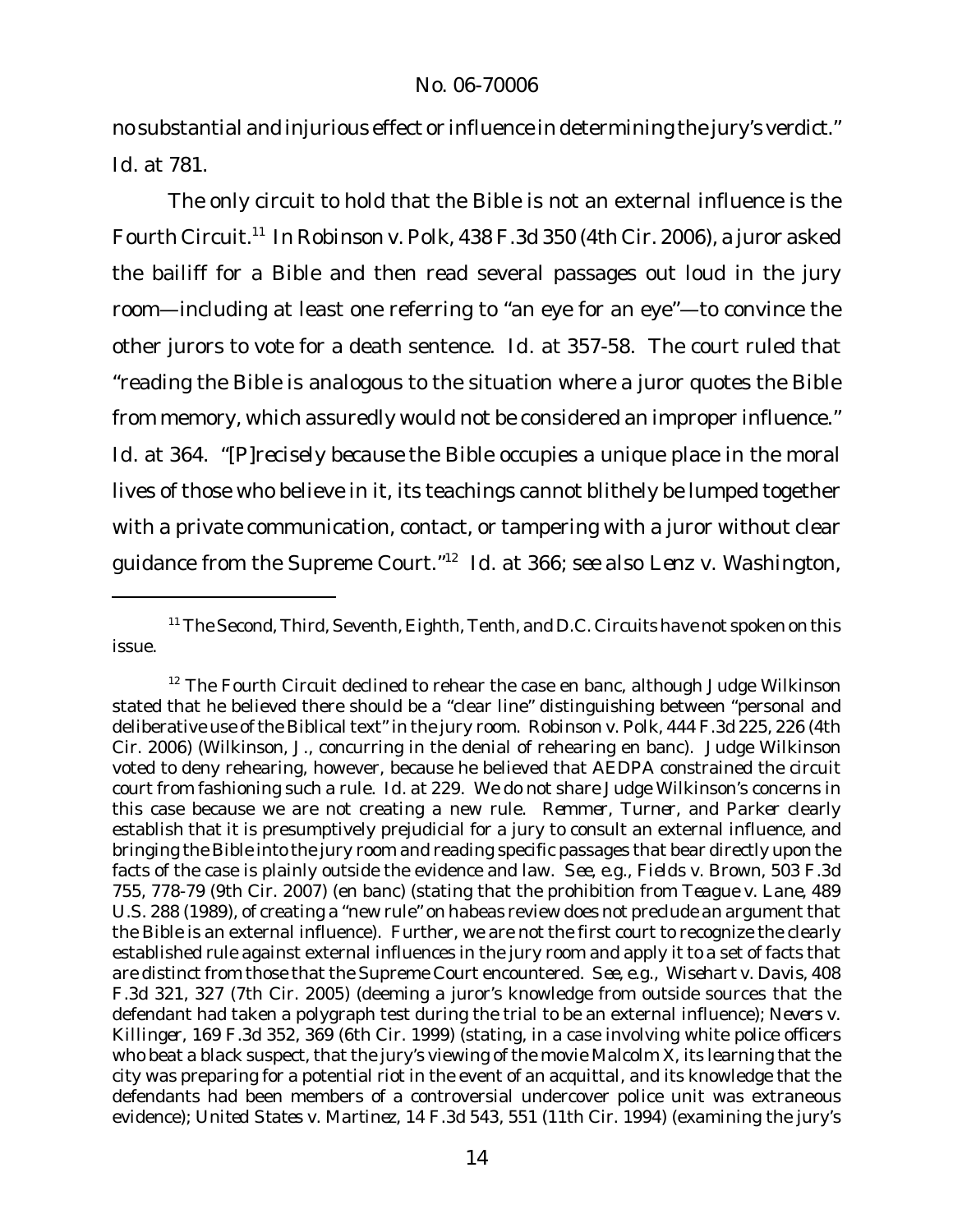no substantial and injurious effect or influence in determining the jury's verdict." *Id.* at 781.

The only circuit to hold that the Bible is not an external influence is the Fourth Circuit.[11] In *Robinson v. Polk*, 438 F.3d 350 (4th Cir. 2006), a juror asked the bailiff for a Bible and then read several passages out loud in the jury room—including at least one referring to "an eye for an eye"—to convince the other jurors to vote for a death sentence. *Id.* at 357-58. The court ruled that "reading the Bible is analogous to the situation where a juror quotes the Bible from memory, which assuredly would not be considered an improper influence." *Id.* at 364. "[P]recisely because the Bible occupies a unique place in the moral lives of those who believe in it, its teachings cannot blithely be lumped together with a private communication, contact, or tampering with a juror without clear guidance from the Supreme Court."[12] *Id.* at 366; *see also Lenz v. Washington*,

---

[11] The Second, Third, Seventh, Eighth, Tenth, and D.C. Circuits have not spoken on this issue.

[12] The Fourth Circuit declined to rehear the case en banc, although Judge Wilkinson stated that he believed there should be a "clear line" distinguishing between "personal and deliberative use of the Biblical text" in the jury room. *Robinson v. Polk*, 444 F.3d 225, 226 (4th Cir. 2006) (Wilkinson, J., concurring in the denial of rehearing en banc). Judge Wilkinson voted to deny rehearing, however, because he believed that AEDPA constrained the circuit court from fashioning such a rule. *Id.* at 229. We do not share Judge Wilkinson's concerns in this case because we are not creating a new rule. *Remmer*, *Turner*, and *Parker* clearly establish that it is presumptively prejudicial for a jury to consult an external influence, and bringing the Bible into the jury room and reading specific passages that bear directly upon the facts of the case is plainly outside the evidence and law. *See, e.g.*, *Fields v. Brown*, 503 F.3d 755, 778-79 (9th Cir. 2007) (en banc) (stating that the prohibition from *Teague v. Lane*, 489 U.S. 288 (1989), of creating a "new rule" on habeas review does not preclude an argument that the Bible is an external influence). Further, we are not the first court to recognize the clearly established rule against external influences in the jury room and apply it to a set of facts that are distinct from those that the Supreme Court encountered. *See, e.g.*, *Wisehart v. Davis*, 408 F.3d 321, 327 (7th Cir. 2005) (deeming a juror's knowledge from outside sources that the defendant had taken a polygraph test during the trial to be an external influence); *Nevers v. Killinger*, 169 F.3d 352, 369 (6th Cir. 1999) (stating, in a case involving white police officers who beat a black suspect, that the jury's viewing of the movie *Malcolm X*, its learning that the city was preparing for a potential riot in the event of an acquittal, and its knowledge that the defendants had been members of a controversial undercover police unit was extraneous evidence); *United States v. Martinez*, 14 F.3d 543, 551 (11th Cir. 1994) (examining the jury's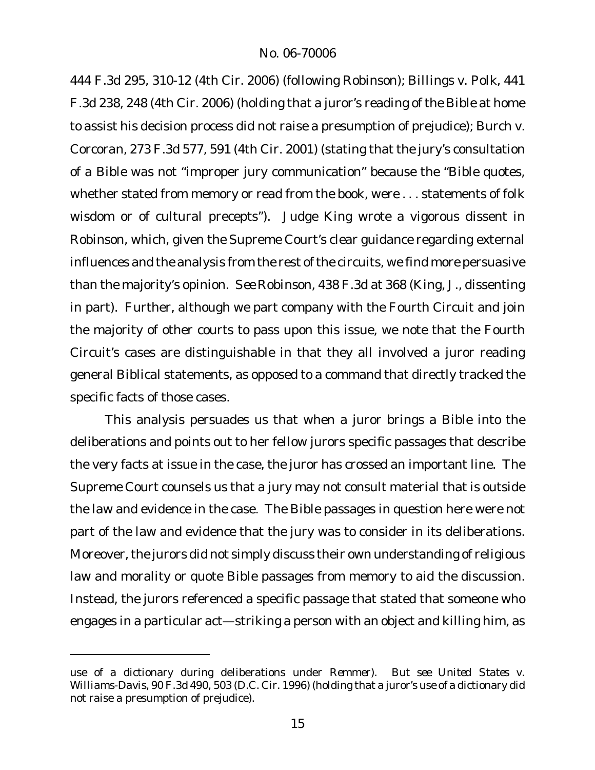444 F.3d 295, 310-12 (4th Cir. 2006) (following Robinson); Billings v. Polk, 441 F.3d 238, 248 (4th Cir. 2006) (holding that a juror's reading of the Bible at home to assist his decision process did not raise a presumption of prejudice); Burch v. Corcoran, 273 F.3d 577, 591 (4th Cir. 2001) (stating that the jury's consultation of a Bible was not "improper jury communication" because the "Bible quotes, whether stated from memory or read from the book, were . . . statements of folk wisdom or of cultural precepts"). Judge King wrote a vigorous dissent in Robinson, which, given the Supreme Court's clear guidance regarding external influences and the analysis from the rest of the circuits, we find more persuasive than the majority's opinion. *See* Robinson, 438 F.3d at 368 (King, J., dissenting in part). Further, although we part company with the Fourth Circuit and join the majority of other courts to pass upon this issue, we note that the Fourth Circuit's cases are distinguishable in that they all involved a juror reading general Biblical statements, as opposed to a command that directly tracked the specific facts of those cases.

This analysis persuades us that when a juror brings a Bible into the deliberations and points out to her fellow jurors specific passages that describe the very facts at issue in the case, the juror has crossed an important line. The Supreme Court counsels us that a jury may not consult material that is outside the law and evidence in the case. The Bible passages in question here were not part of the law and evidence that the jury was to consider in its deliberations. Moreover, the jurors did not simply discuss their own understanding of religious law and morality or quote Bible passages from memory to aid the discussion. Instead, the jurors referenced a specific passage that stated that someone who engages in a particular act—striking a person with an object and killing him, as

---

use of a dictionary during deliberations under *Remmer*). *But see United States v. Williams-Davis*, 90 F.3d 490, 503 (D.C. Cir. 1996) (holding that a juror's use of a dictionary did not raise a presumption of prejudice).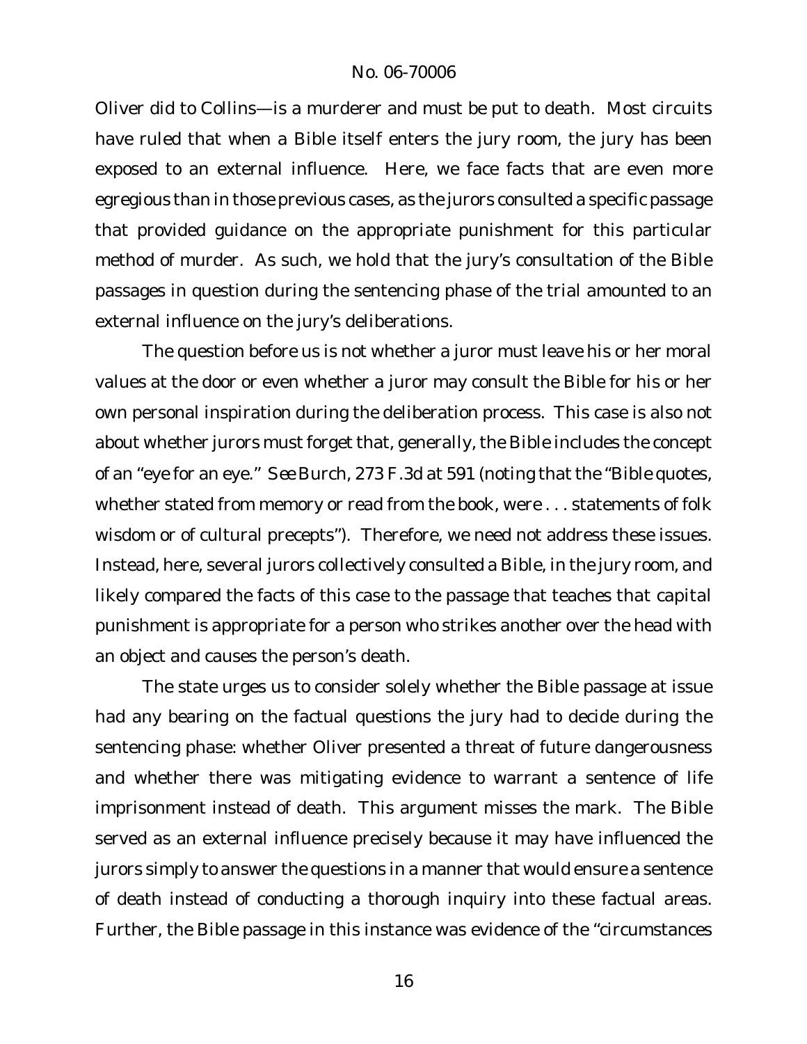Oliver did to Collins—is a murderer and must be put to death. Most circuits have ruled that when a Bible itself enters the jury room, the jury has been exposed to an external influence. Here, we face facts that are even more egregious than in those previous cases, as the jurors consulted a specific passage that provided guidance on the appropriate punishment for this particular method of murder. As such, we hold that the jury's consultation of the Bible passages in question during the sentencing phase of the trial amounted to an external influence on the jury's deliberations.

The question before us is not whether a juror must leave his or her moral values at the door or even whether a juror may consult the Bible for his or her own personal inspiration during the deliberation process. This case is also not about whether jurors must forget that, generally, the Bible includes the concept of an "eye for an eye." *See Burch*, 273 F.3d at 591 (noting that the "Bible quotes, whether stated from memory or read from the book, were . . . statements of folk wisdom or of cultural precepts"). Therefore, we need not address these issues. Instead, here, several jurors collectively consulted a Bible, in the jury room, and likely compared the facts of this case to the passage that teaches that capital punishment is appropriate for a person who strikes another over the head with an object and causes the person's death.

The state urges us to consider solely whether the Bible passage at issue had any bearing on the factual questions the jury had to decide during the sentencing phase: whether Oliver presented a threat of future dangerousness and whether there was mitigating evidence to warrant a sentence of life imprisonment instead of death. This argument misses the mark. The Bible served as an external influence precisely because it may have influenced the jurors simply to answer the questions in a manner that would ensure a sentence of death instead of conducting a thorough inquiry into these factual areas. Further, the Bible passage in this instance was evidence of the "circumstances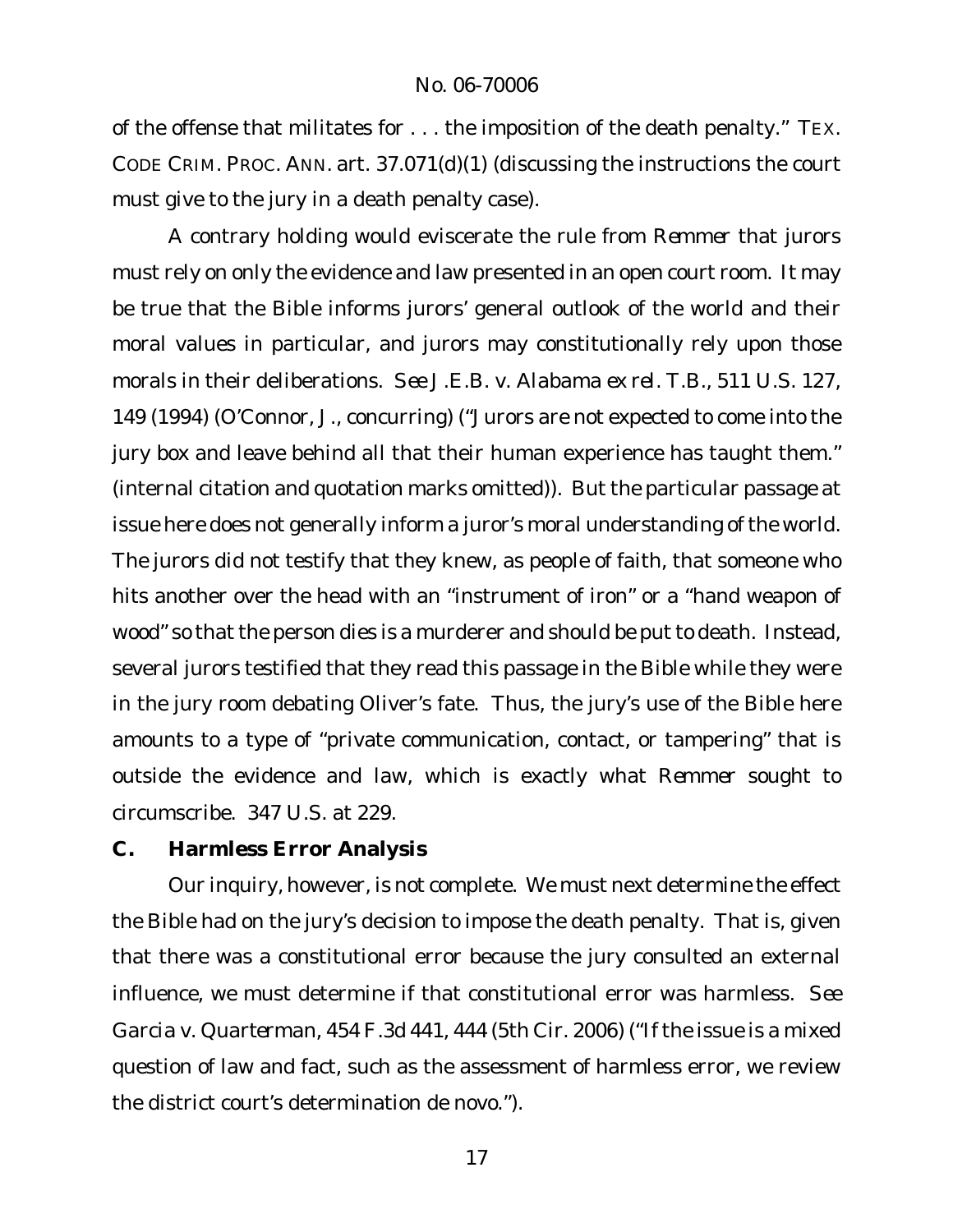of the offense that militates for . . . the imposition of the death penalty." TEX. CODE CRIM. PROC. ANN. art. 37.071(d)(1) (discussing the instructions the court must give to the jury in a death penalty case).

A contrary holding would eviscerate the rule from *Remmer* that jurors must rely on only the evidence and law presented in an open court room. It may be true that the Bible informs jurors' general outlook of the world and their moral values in particular, and jurors may constitutionally rely upon those morals in their deliberations. *See J.E.B. v. Alabama ex rel. T.B.*, 511 U.S. 127, 149 (1994) (O'Connor, J., concurring) ("Jurors are not expected to come into the jury box and leave behind all that their human experience has taught them." (internal citation and quotation marks omitted)). But the particular passage at issue here does not generally inform a juror's moral understanding of the world. The jurors did not testify that they knew, as people of faith, that someone who hits another over the head with an "instrument of iron" or a "hand weapon of wood" so that the person dies is a murderer and should be put to death. Instead, several jurors testified that they read this passage in the Bible while they were in the jury room debating Oliver's fate. Thus, the jury's use of the Bible here amounts to a type of "private communication, contact, or tampering" that is outside the evidence and law, which is exactly what *Remmer* sought to circumscribe. 347 U.S. at 229.

**C. Harmless Error Analysis**

Our inquiry, however, is not complete. We must next determine the effect the Bible had on the jury's decision to impose the death penalty. That is, given that there was a constitutional error because the jury consulted an external influence, we must determine if that constitutional error was harmless. *See Garcia v. Quarterman*, 454 F.3d 441, 444 (5th Cir. 2006) ("If the issue is a mixed question of law and fact, such as the assessment of harmless error, we review the district court's determination de novo.").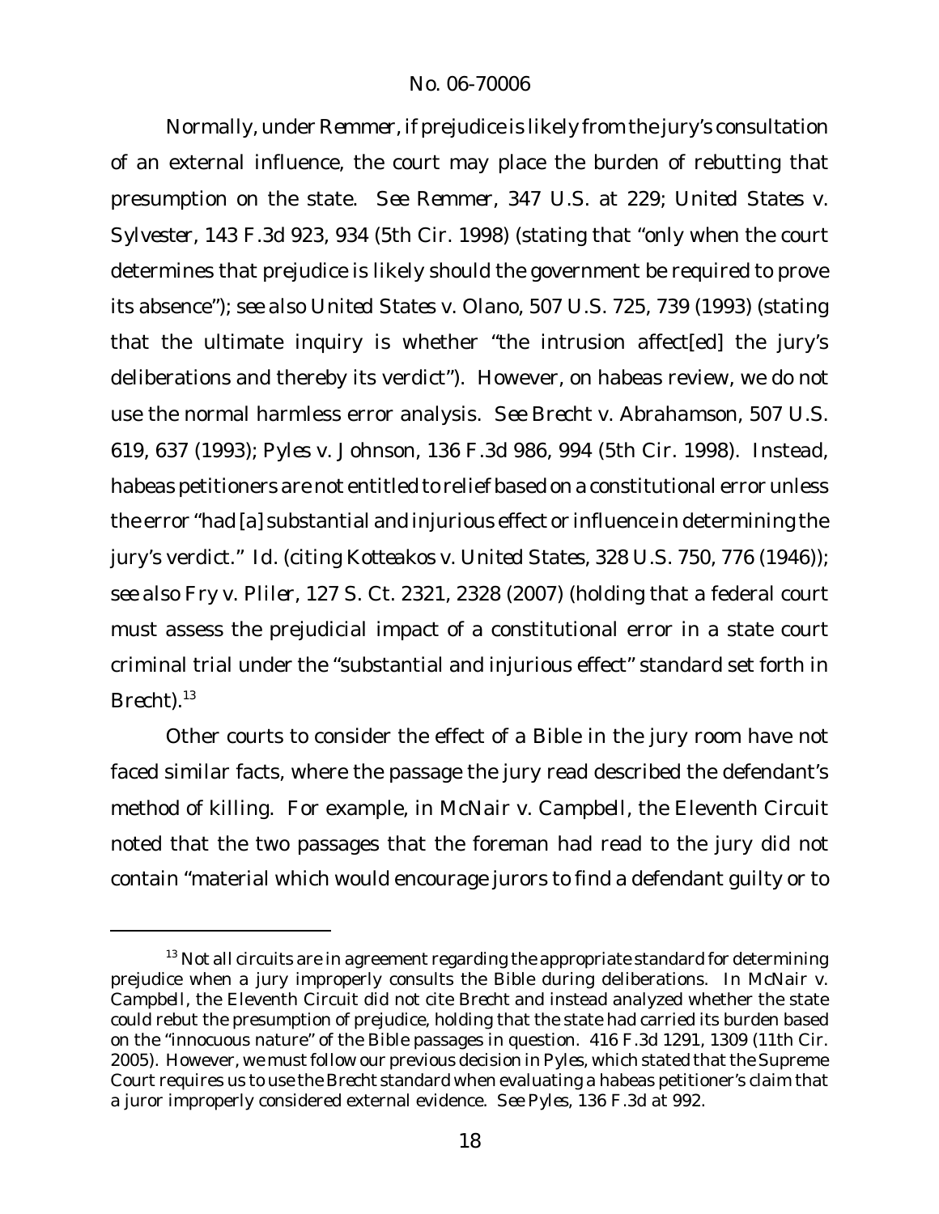Normally, under *Remmer*, if prejudice is likely from the jury's consultation of an external influence, the court may place the burden of rebutting that presumption on the state. *See Remmer*, 347 U.S. at 229; *United States v. Sylvester*, 143 F.3d 923, 934 (5th Cir. 1998) (stating that "only when the court determines that prejudice is likely should the government be required to prove its absence"); *see also United States v. Olano*, 507 U.S. 725, 739 (1993) (stating that the ultimate inquiry is whether "the intrusion affect[ed] the jury's deliberations and thereby its verdict"). However, on habeas review, we do not use the normal harmless error analysis. *See Brecht v. Abrahamson*, 507 U.S. 619, 637 (1993); *Pyles v. Johnson*, 136 F.3d 986, 994 (5th Cir. 1998). Instead, habeas petitioners are not entitled to relief based on a constitutional error unless the error "had [a] substantial and injurious effect or influence in determining the jury's verdict." *Id.* (citing *Kotteakos v. United States*, 328 U.S. 750, 776 (1946)); *see also Fry v. Pliler*, 127 S. Ct. 2321, 2328 (2007) (holding that a federal court must assess the prejudicial impact of a constitutional error in a state court criminal trial under the "substantial and injurious effect" standard set forth in *Brecht*).[13]

Other courts to consider the effect of a Bible in the jury room have not faced similar facts, where the passage the jury read described the defendant's method of killing. For example, in *McNair v. Campbell*, the Eleventh Circuit noted that the two passages that the foreman had read to the jury did not contain "material which would encourage jurors to find a defendant guilty or to

[13] Not all circuits are in agreement regarding the appropriate standard for determining prejudice when a jury improperly consults the Bible during deliberations. In *McNair v. Campbell*, the Eleventh Circuit did not cite *Brecht* and instead analyzed whether the state could rebut the presumption of prejudice, holding that the state had carried its burden based on the "innocuous nature" of the Bible passages in question. 416 F.3d 1291, 1309 (11th Cir. 2005). However, we must follow our previous decision in *Pyles*, which stated that the Supreme Court requires us to use the *Brecht* standard when evaluating a habeas petitioner's claim that a juror improperly considered external evidence. *See Pyles*, 136 F.3d at 992.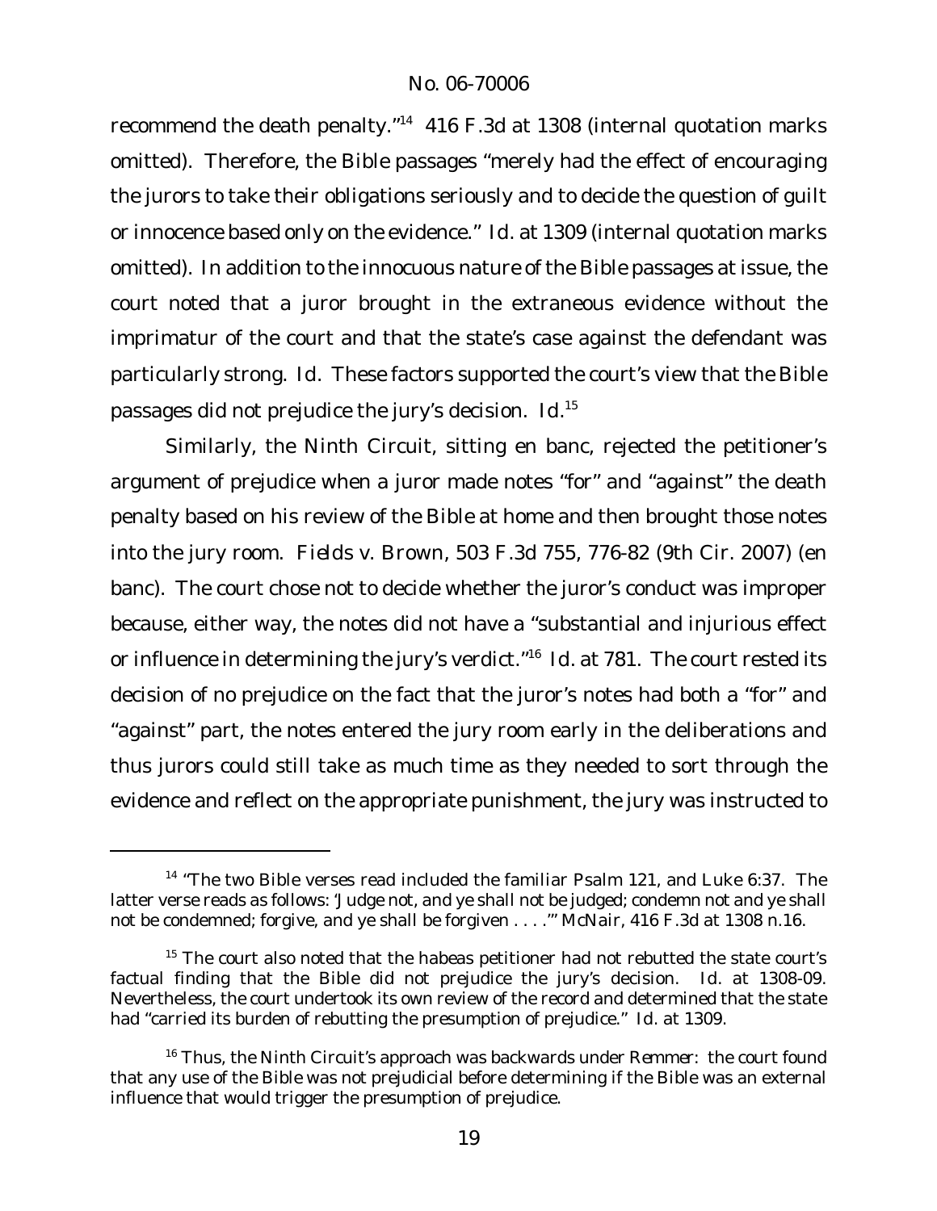recommend the death penalty."[14] 416 F.3d at 1308 (internal quotation marks omitted). Therefore, the Bible passages "merely had the effect of encouraging the jurors to take their obligations seriously and to decide the question of guilt or innocence based only on the evidence." *Id.* at 1309 (internal quotation marks omitted). In addition to the innocuous nature of the Bible passages at issue, the court noted that a juror brought in the extraneous evidence without the imprimatur of the court and that the state's case against the defendant was particularly strong. *Id.* These factors supported the court's view that the Bible passages did not prejudice the jury's decision. *Id.*[15]

Similarly, the Ninth Circuit, sitting en banc, rejected the petitioner's argument of prejudice when a juror made notes "for" and "against" the death penalty based on his review of the Bible at home and then brought those notes into the jury room. *Fields v. Brown*, 503 F.3d 755, 776-82 (9th Cir. 2007) (en banc). The court chose not to decide whether the juror's conduct was improper because, either way, the notes did not have a "substantial and injurious effect or influence in determining the jury's verdict."[16] *Id.* at 781. The court rested its decision of no prejudice on the fact that the juror's notes had both a "for" and "against" part, the notes entered the jury room early in the deliberations and thus jurors could still take as much time as they needed to sort through the evidence and reflect on the appropriate punishment, the jury was instructed to

---

[14] "The two Bible verses read included the familiar Psalm 121, and Luke 6:37. The latter verse reads as follows: 'Judge not, and ye shall not be judged; condemn not and ye shall not be condemned; forgive, and ye shall be forgiven . . . .'" *McNair*, 416 F.3d at 1308 n.16.

[15] The court also noted that the habeas petitioner had not rebutted the state court's factual finding that the Bible did not prejudice the jury's decision. *Id.* at 1308-09. Nevertheless, the court undertook its own review of the record and determined that the state had "carried its burden of rebutting the presumption of prejudice." *Id.* at 1309.

[16] Thus, the Ninth Circuit's approach was backwards under *Remmer*: the court found that any use of the Bible was not prejudicial before determining if the Bible was an external influence that would trigger the presumption of prejudice.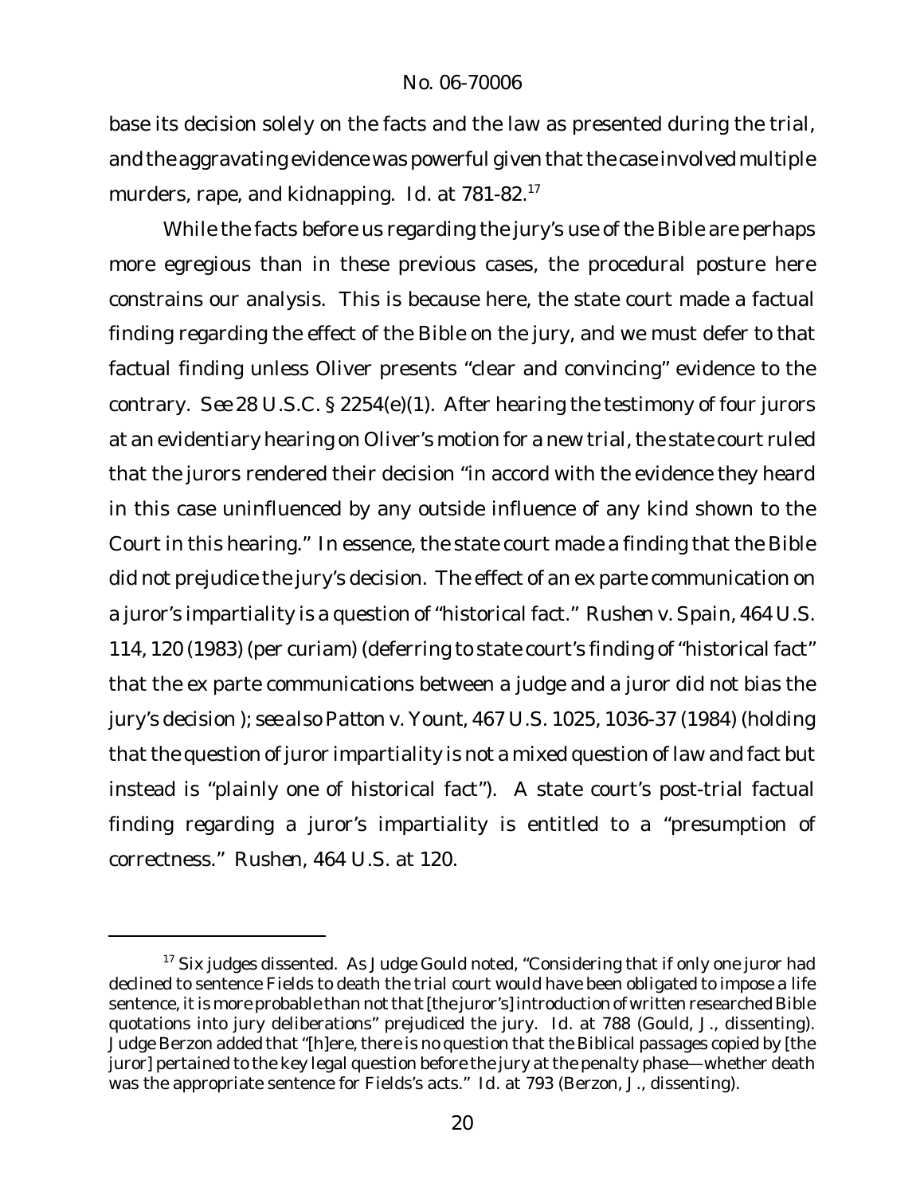base its decision solely on the facts and the law as presented during the trial, and the aggravating evidence was powerful given that the case involved multiple murders, rape, and kidnapping. *Id.* at 781-82.[17]

While the facts before us regarding the jury's use of the Bible are perhaps more egregious than in these previous cases, the procedural posture here constrains our analysis. This is because here, the state court made a factual finding regarding the effect of the Bible on the jury, and we must defer to that factual finding unless Oliver presents "clear and convincing" evidence to the contrary. *See* 28 U.S.C. § 2254(e)(1). After hearing the testimony of four jurors at an evidentiary hearing on Oliver's motion for a new trial, the state court ruled that the jurors rendered their decision "in accord with the evidence they heard in this case uninfluenced by any outside influence of any kind shown to the Court in this hearing." In essence, the state court made a finding that the Bible did not prejudice the jury's decision. The effect of an ex parte communication on a juror's impartiality is a question of "historical fact." *Rushen v. Spain*, 464 U.S. 114, 120 (1983) (per curiam) (deferring to state court's finding of "historical fact" that the ex parte communications between a judge and a juror did not bias the jury's decision ); *see also Patton v. Yount*, 467 U.S. 1025, 1036-37 (1984) (holding that the question of juror impartiality is not a mixed question of law and fact but instead is "plainly one of historical fact"). A state court's post-trial factual finding regarding a juror's impartiality is entitled to a "presumption of correctness." *Rushen*, 464 U.S. at 120.

---

[17] Six judges dissented. As Judge Gould noted, "Considering that if only one juror had declined to sentence Fields to death the trial court would have been obligated to impose a life sentence, it is more probable than not that [the juror's] introduction of written researched Bible quotations into jury deliberations" prejudiced the jury. *Id.* at 788 (Gould, J., dissenting). Judge Berzon added that "[h]ere, there is no question that the Biblical passages copied by [the juror] pertained to the key legal question before the jury at the penalty phase—whether death was the appropriate sentence for Fields's acts." *Id.* at 793 (Berzon, J., dissenting).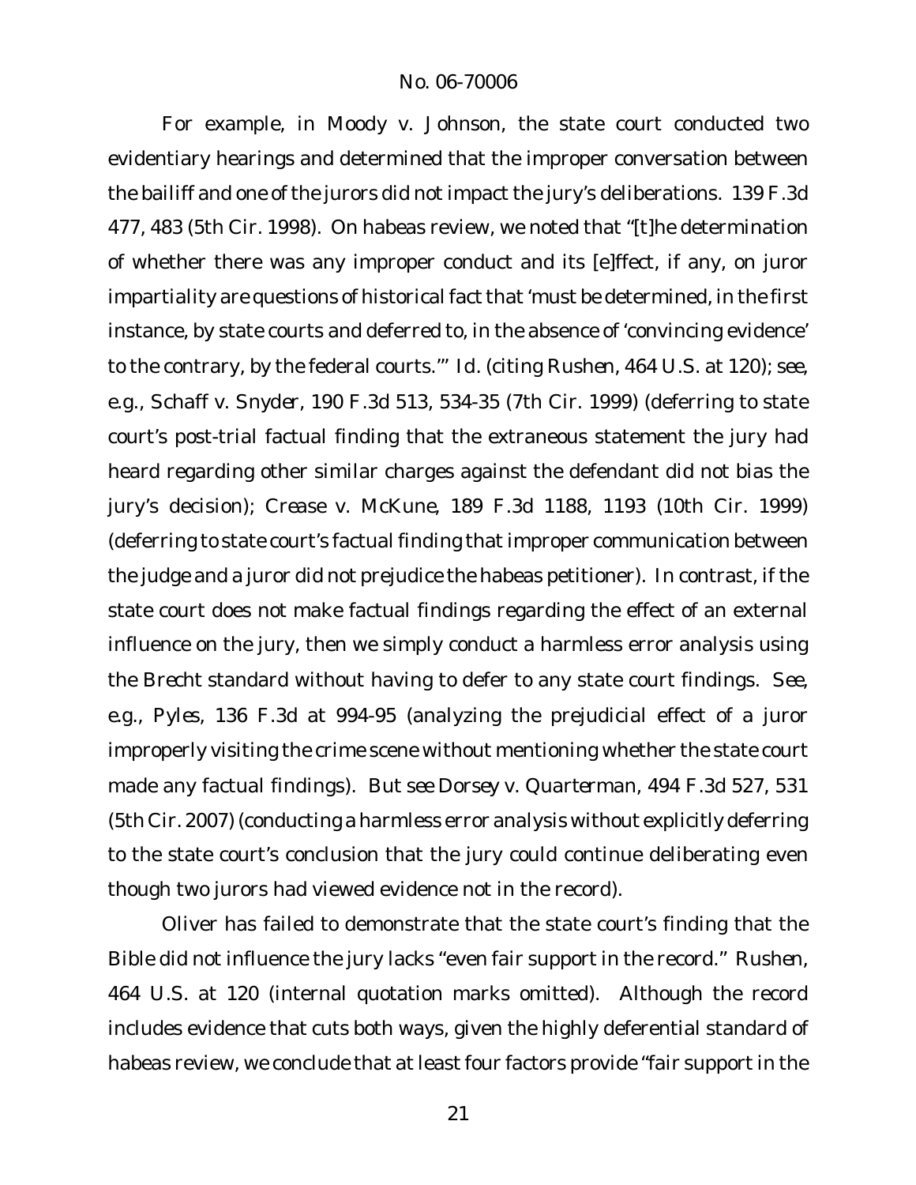For example, in *Moody v. Johnson*, the state court conducted two evidentiary hearings and determined that the improper conversation between the bailiff and one of the jurors did not impact the jury's deliberations. 139 F.3d 477, 483 (5th Cir. 1998). On habeas review, we noted that "[t]he determination of whether there was any improper conduct and its [e]ffect, if any, on juror impartiality are questions of historical fact that 'must be determined, in the first instance, by state courts and deferred to, in the absence of 'convincing evidence' to the contrary, by the federal courts.'" *Id.* (citing *Rushen*, 464 U.S. at 120); *see, e.g.*, *Schaff v. Snyder*, 190 F.3d 513, 534-35 (7th Cir. 1999) (deferring to state court's post-trial factual finding that the extraneous statement the jury had heard regarding other similar charges against the defendant did not bias the jury's decision); *Crease v. McKune*, 189 F.3d 1188, 1193 (10th Cir. 1999) (deferring to state court's factual finding that improper communication between the judge and a juror did not prejudice the habeas petitioner). In contrast, if the state court does not make factual findings regarding the effect of an external influence on the jury, then we simply conduct a harmless error analysis using the *Brecht* standard without having to defer to any state court findings. *See, e.g.*, *Pyles*, 136 F.3d at 994-95 (analyzing the prejudicial effect of a juror improperly visiting the crime scene without mentioning whether the state court made any factual findings). *But see Dorsey v. Quarterman*, 494 F.3d 527, 531 (5th Cir. 2007) (conducting a harmless error analysis without explicitly deferring to the state court's conclusion that the jury could continue deliberating even though two jurors had viewed evidence not in the record).

Oliver has failed to demonstrate that the state court's finding that the Bible did not influence the jury lacks "even fair support in the record." *Rushen*, 464 U.S. at 120 (internal quotation marks omitted). Although the record includes evidence that cuts both ways, given the highly deferential standard of habeas review, we conclude that at least four factors provide "fair support in the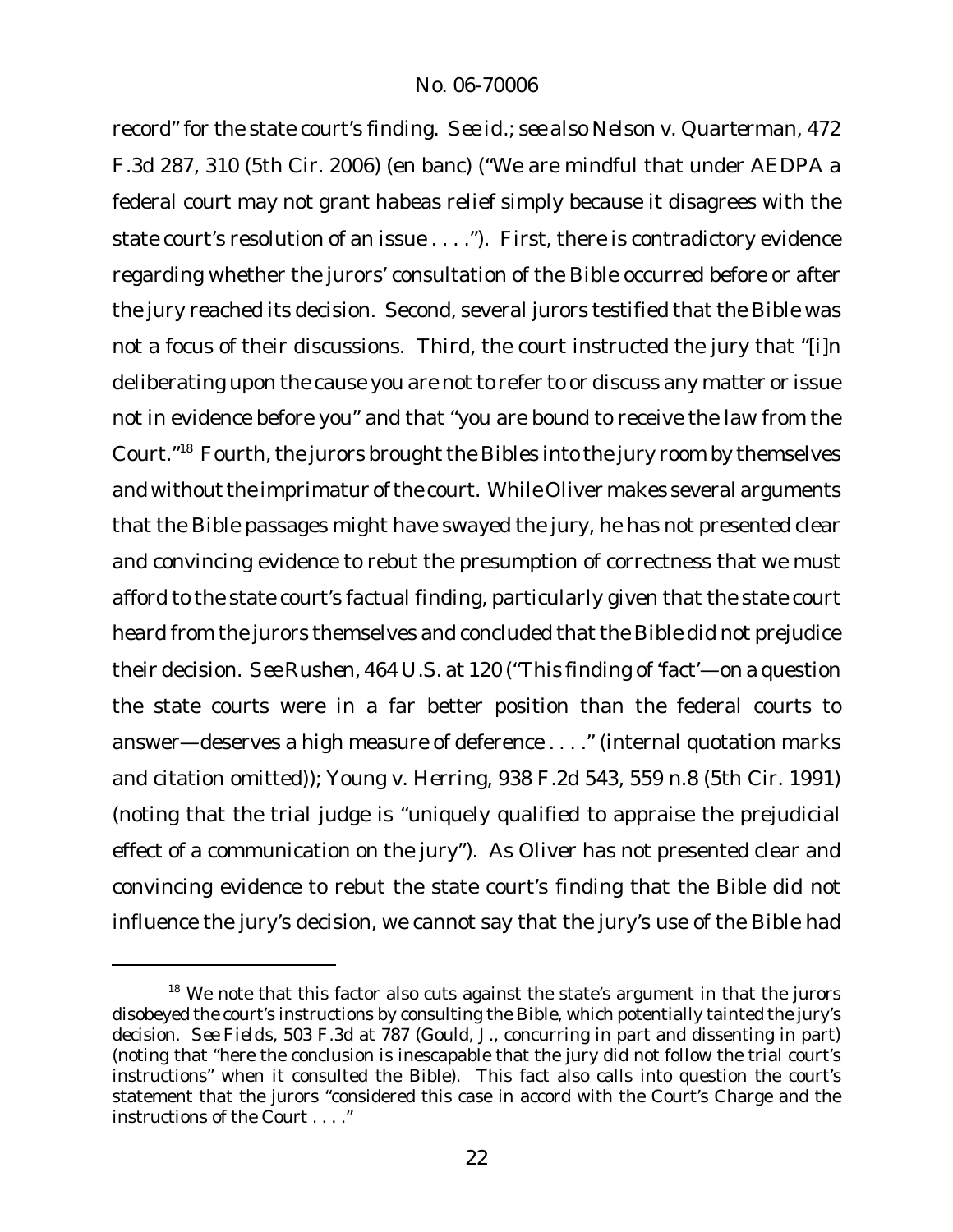record" for the state court's finding. *See id.*; *see also Nelson v. Quarterman*, 472 F.3d 287, 310 (5th Cir. 2006) (en banc) ("We are mindful that under AEDPA a federal court may not grant habeas relief simply because it disagrees with the state court's resolution of an issue . . . ."). First, there is contradictory evidence regarding whether the jurors' consultation of the Bible occurred before or after the jury reached its decision. Second, several jurors testified that the Bible was not a focus of their discussions. Third, the court instructed the jury that "[i]n deliberating upon the cause you are not to refer to or discuss any matter or issue not in evidence before you" and that "you are bound to receive the law from the Court."[18] Fourth, the jurors brought the Bibles into the jury room by themselves and without the imprimatur of the court. While Oliver makes several arguments that the Bible passages might have swayed the jury, he has not presented clear and convincing evidence to rebut the presumption of correctness that we must afford to the state court's factual finding, particularly given that the state court heard from the jurors themselves and concluded that the Bible did not prejudice their decision. *See Rushen*, 464 U.S. at 120 ("This finding of 'fact'—on a question the state courts were in a far better position than the federal courts to answer—deserves a high measure of deference . . . ." (internal quotation marks and citation omitted)); *Young v. Herring*, 938 F.2d 543, 559 n.8 (5th Cir. 1991) (noting that the trial judge is "uniquely qualified to appraise the prejudicial effect of a communication on the jury"). As Oliver has not presented clear and convincing evidence to rebut the state court's finding that the Bible did not influence the jury's decision, we cannot say that the jury's use of the Bible had

---

[18] We note that this factor also cuts against the state's argument in that the jurors disobeyed the court's instructions by consulting the Bible, which potentially tainted the jury's decision. *See Fields*, 503 F.3d at 787 (Gould, J., concurring in part and dissenting in part) (noting that "here the conclusion is inescapable that the jury did not follow the trial court's instructions" when it consulted the Bible). This fact also calls into question the court's statement that the jurors "considered this case in accord with the Court's Charge and the instructions of the Court . . . ."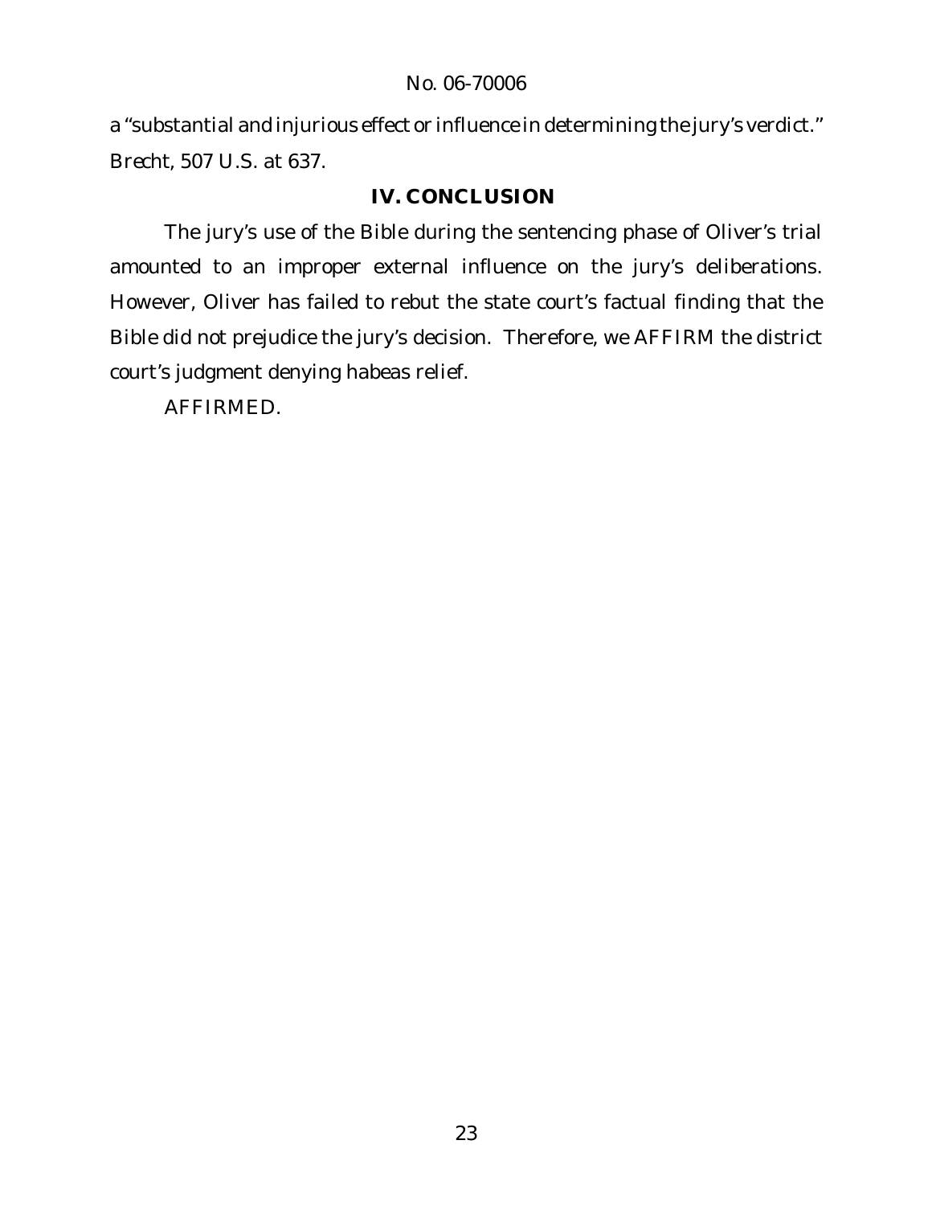a "substantial and injurious effect or influence in determining the jury's verdict." *Brecht*, 507 U.S. at 637.

## IV. CONCLUSION

The jury's use of the Bible during the sentencing phase of Oliver's trial amounted to an improper external influence on the jury's deliberations. However, Oliver has failed to rebut the state court's factual finding that the Bible did not prejudice the jury's decision. Therefore, we AFFIRM the district court's judgment denying habeas relief.

AFFIRMED.